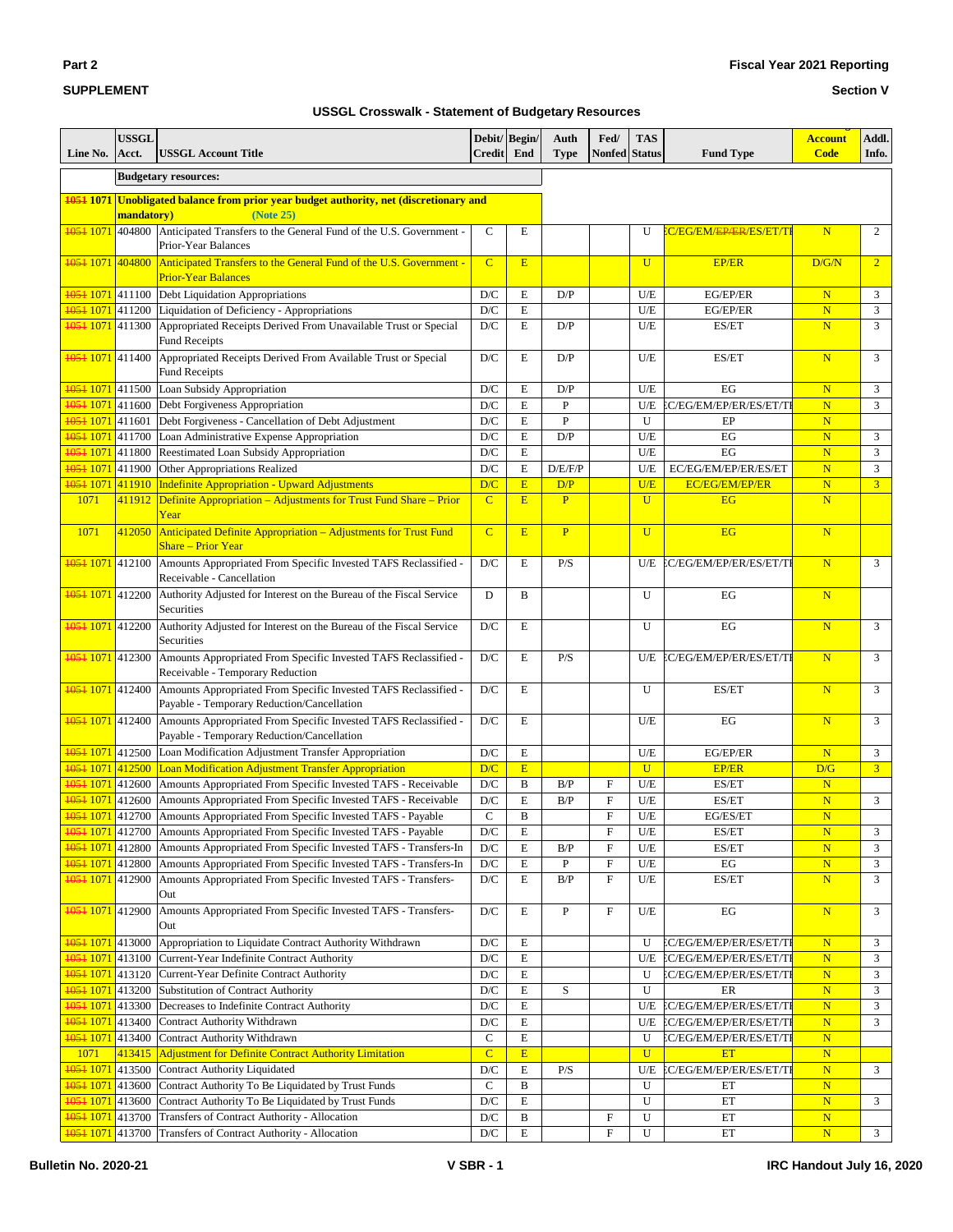**Part 2**

**SUPPLEMENT**

**Fiscal Year 2021 Reporting**

**Section V**

### USSGL Crosswalk - Statement of Budgetary Resources

| Line No. | USSGL Acct. | USSGL Account Title | Debit/ Credit | Begin/ End | Auth Type | Fed/ Nonfed | TAS Status | Fund Type | Account Code | Addl. Info. |
|---|---|---|---|---|---|---|---|---|---|---|
| | | **Budgetary resources:** | | | | | | | | |
| ~~1051~~ 1071 | | **Unobligated balance from prior year budget authority, net (discretionary and mandatory) (Note 25)** | | | | | | | | |
| ~~1051~~ 1071 | 404800 | Anticipated Transfers to the General Fund of the U.S. Government - Prior-Year Balances | C | E | | | U | EC/EG/EM/~~EP/ER~~/ES/ET/TF | N | 2 |
| ~~1051~~ 1071 | 404800 | Anticipated Transfers to the General Fund of the U.S. Government - Prior-Year Balances | C | E | | | U | EP/ER | D/G/N | 2 |
| ~~1051~~ 1071 | 411100 | Debt Liquidation Appropriations | D/C | E | D/P | | U/E | EG/EP/ER | N | 3 |
| ~~1051~~ 1071 | 411200 | Liquidation of Deficiency - Appropriations | D/C | E | | | U/E | EG/EP/ER | N | 3 |
| ~~1051~~ 1071 | 411300 | Appropriated Receipts Derived From Unavailable Trust or Special Fund Receipts | D/C | E | D/P | | U/E | ES/ET | N | 3 |
| ~~1051~~ 1071 | 411400 | Appropriated Receipts Derived From Available Trust or Special Fund Receipts | D/C | E | D/P | | U/E | ES/ET | N | 3 |
| ~~1051~~ 1071 | 411500 | Loan Subsidy Appropriation | D/C | E | D/P | | U/E | EG | N | 3 |
| ~~1051~~ 1071 | 411600 | Debt Forgiveness Appropriation | D/C | E | P | | U/E | EC/EG/EM/EP/ER/ES/ET/TF | N | 3 |
| ~~1051~~ 1071 | 411601 | Debt Forgiveness - Cancellation of Debt Adjustment | D/C | E | P | | U | EP | N | |
| ~~1051~~ 1071 | 411700 | Loan Administrative Expense Appropriation | D/C | E | D/P | | U/E | EG | N | 3 |
| ~~1051~~ 1071 | 411800 | Reestimated Loan Subsidy Appropriation | D/C | E | | | U/E | EG | N | 3 |
| ~~1051~~ 1071 | 411900 | Other Appropriations Realized | D/C | E | D/E/F/P | | U/E | EC/EG/EM/EP/ER/ES/ET | N | 3 |
| ~~1051~~ 1071 | 411910 | Indefinite Appropriation - Upward Adjustments | D/C | E | D/P | | U/E | EC/EG/EM/EP/ER | N | 3 |
| 1071 | 411912 | Definite Appropriation – Adjustments for Trust Fund Share – Prior Year | C | E | P | | U | EG | N | |
| 1071 | 412050 | Anticipated Definite Appropriation – Adjustments for Trust Fund Share – Prior Year | C | E | P | | U | EG | N | |
| ~~1051~~ 1071 | 412100 | Amounts Appropriated From Specific Invested TAFS Reclassified - Receivable - Cancellation | D/C | E | P/S | | U/E | EC/EG/EM/EP/ER/ES/ET/TF | N | 3 |
| ~~1051~~ 1071 | 412200 | Authority Adjusted for Interest on the Bureau of the Fiscal Service Securities | D | B | | | U | EG | N | |
| ~~1051~~ 1071 | 412200 | Authority Adjusted for Interest on the Bureau of the Fiscal Service Securities | D/C | E | | | U | EG | N | 3 |
| ~~1051~~ 1071 | 412300 | Amounts Appropriated From Specific Invested TAFS Reclassified - Receivable - Temporary Reduction | D/C | E | P/S | | U/E | EC/EG/EM/EP/ER/ES/ET/TF | N | 3 |
| ~~1051~~ 1071 | 412400 | Amounts Appropriated From Specific Invested TAFS Reclassified - Payable - Temporary Reduction/Cancellation | D/C | E | | | U | ES/ET | N | 3 |
| ~~1051~~ 1071 | 412400 | Amounts Appropriated From Specific Invested TAFS Reclassified - Payable - Temporary Reduction/Cancellation | D/C | E | | | U/E | EG | N | 3 |
| ~~1051~~ 1071 | 412500 | Loan Modification Adjustment Transfer Appropriation | D/C | E | | | U/E | EG/EP/ER | N | 3 |
| ~~1051~~ 1071 | 412500 | Loan Modification Adjustment Transfer Appropriation | D/C | E | | | U | EP/ER | D/G | 3 |
| ~~1051~~ 1071 | 412600 | Amounts Appropriated From Specific Invested TAFS - Receivable | D/C | B | B/P | F | U/E | ES/ET | N | |
| ~~1051~~ 1071 | 412600 | Amounts Appropriated From Specific Invested TAFS - Receivable | D/C | E | B/P | F | U/E | ES/ET | N | 3 |
| ~~1051~~ 1071 | 412700 | Amounts Appropriated From Specific Invested TAFS - Payable | C | B | | F | U/E | EG/ES/ET | N | |
| ~~1051~~ 1071 | 412700 | Amounts Appropriated From Specific Invested TAFS - Payable | D/C | E | | F | U/E | ES/ET | N | 3 |
| ~~1051~~ 1071 | 412800 | Amounts Appropriated From Specific Invested TAFS - Transfers-In | D/C | E | B/P | F | U/E | ES/ET | N | 3 |
| ~~1051~~ 1071 | 412800 | Amounts Appropriated From Specific Invested TAFS - Transfers-In | D/C | E | P | F | U/E | EG | N | 3 |
| ~~1051~~ 1071 | 412900 | Amounts Appropriated From Specific Invested TAFS - Transfers-Out | D/C | E | B/P | F | U/E | ES/ET | N | 3 |
| ~~1051~~ 1071 | 412900 | Amounts Appropriated From Specific Invested TAFS - Transfers-Out | D/C | E | P | F | U/E | EG | N | 3 |
| ~~1051~~ 1071 | 413000 | Appropriation to Liquidate Contract Authority Withdrawn | D/C | E | | | U | EC/EG/EM/EP/ER/ES/ET/TF | N | 3 |
| ~~1051~~ 1071 | 413100 | Current-Year Indefinite Contract Authority | D/C | E | | | U/E | EC/EG/EM/EP/ER/ES/ET/TF | N | 3 |
| ~~1051~~ 1071 | 413120 | Current-Year Definite Contract Authority | D/C | E | | | U | EC/EG/EM/EP/ER/ES/ET/TF | N | 3 |
| ~~1051~~ 1071 | 413200 | Substitution of Contract Authority | D/C | E | S | | U | ER | N | 3 |
| ~~1051~~ 1071 | 413300 | Decreases to Indefinite Contract Authority | D/C | E | | | U/E | EC/EG/EM/EP/ER/ES/ET/TF | N | 3 |
| ~~1051~~ 1071 | 413400 | Contract Authority Withdrawn | D/C | E | | | U/E | EC/EG/EM/EP/ER/ES/ET/TF | N | 3 |
| ~~1051~~ 1071 | 413400 | Contract Authority Withdrawn | C | E | | | U | EC/EG/EM/EP/ER/ES/ET/TF | N | |
| 1071 | 413415 | Adjustment for Definite Contract Authority Limitation | C | E | | | U | ET | N | |
| ~~1051~~ 1071 | 413500 | Contract Authority Liquidated | D/C | E | P/S | | U/E | EC/EG/EM/EP/ER/ES/ET/TF | N | 3 |
| ~~1051~~ 1071 | 413600 | Contract Authority To Be Liquidated by Trust Funds | C | B | | | U | ET | N | |
| ~~1051~~ 1071 | 413600 | Contract Authority To Be Liquidated by Trust Funds | D/C | E | | | U | ET | N | 3 |
| ~~1051~~ 1071 | 413700 | Transfers of Contract Authority - Allocation | D/C | B | | F | U | ET | N | |
| ~~1051~~ 1071 | 413700 | Transfers of Contract Authority - Allocation | D/C | E | | F | U | ET | N | 3 |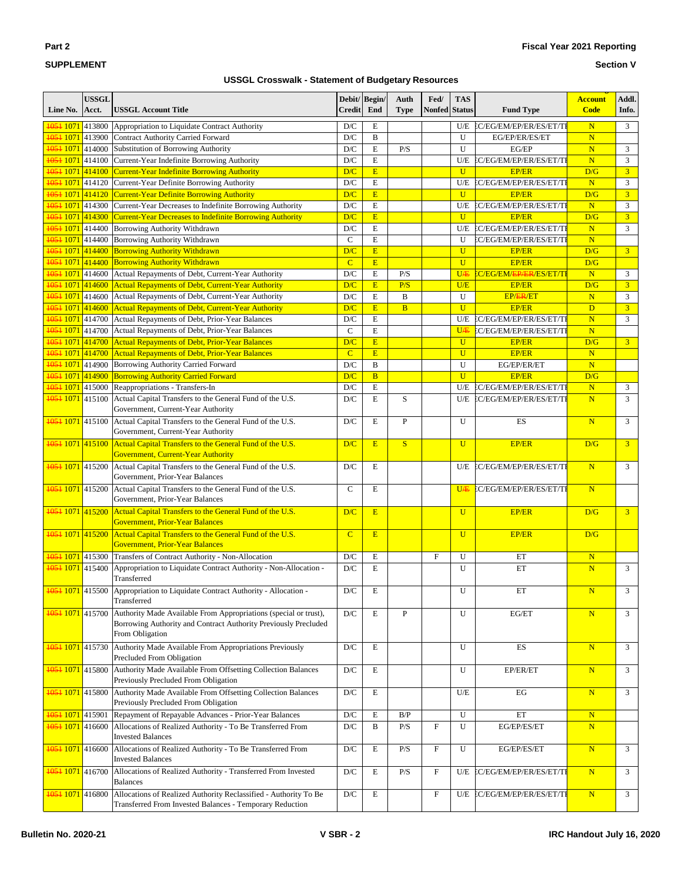Part 2

SUPPLEMENT

Fiscal Year 2021 Reporting

Section V

### USSGL Crosswalk - Statement of Budgetary Resources

| Line No. | USSGL Acct. | USSGL Account Title | Debit/ Credit | Begin/ End | Auth Type | Fed/ Nonfed | TAS Status | Fund Type | Account Code | Addl. Info. |
|---|---|---|---|---|---|---|---|---|---|---|
| ~~1051~~ 1071 | 413800 | Appropriation to Liquidate Contract Authority | D/C | E | | | U/E | EC/EG/EM/EP/ER/ES/ET/TF | N | 3 |
| ~~1051~~ 1071 | 413900 | Contract Authority Carried Forward | D/C | B | | | U | EG/EP/ER/ES/ET | N | |
| ~~1051~~ 1071 | 414000 | Substitution of Borrowing Authority | D/C | E | P/S | | U | EG/EP | N | 3 |
| ~~1051~~ 1071 | 414100 | Current-Year Indefinite Borrowing Authority | D/C | E | | | U/E | EC/EG/EM/EP/ER/ES/ET/TF | N | 3 |
| ~~1051~~ 1071 | 414100 | Current-Year Indefinite Borrowing Authority | D/C | E | | | U | EP/ER | D/G | 3 |
| ~~1051~~ 1071 | 414120 | Current-Year Definite Borrowing Authority | D/C | E | | | U/E | EC/EG/EM/EP/ER/ES/ET/TF | N | 3 |
| ~~1051~~ 1071 | 414120 | Current-Year Definite Borrowing Authority | D/C | E | | | U | EP/ER | D/G | 3 |
| ~~1051~~ 1071 | 414300 | Current-Year Decreases to Indefinite Borrowing Authority | D/C | E | | | U/E | EC/EG/EM/EP/ER/ES/ET/TF | N | 3 |
| ~~1051~~ 1071 | 414300 | Current-Year Decreases to Indefinite Borrowing Authority | D/C | E | | | U | EP/ER | D/G | 3 |
| ~~1051~~ 1071 | 414400 | Borrowing Authority Withdrawn | D/C | E | | | U/E | EC/EG/EM/EP/ER/ES/ET/TF | N | 3 |
| ~~1051~~ 1071 | 414400 | Borrowing Authority Withdrawn | C | E | | | U | EC/EG/EM/EP/ER/ES/ET/TF | N | |
| ~~1051~~ 1071 | 414400 | Borrowing Authority Withdrawn | D/C | E | | | U | EP/ER | D/G | 3 |
| ~~1051~~ 1071 | 414400 | Borrowing Authority Withdrawn | C | E | | | U | EP/ER | D/G | |
| ~~1051~~ 1071 | 414600 | Actual Repayments of Debt, Current-Year Authority | D/C | E | P/S | | U/~~E~~ | EC/EG/EM/~~EP/ER~~/ES/ET/TF | N | 3 |
| ~~1051~~ 1071 | 414600 | Actual Repayments of Debt, Current-Year Authority | D/C | E | P/S | | U/E | EP/ER | D/G | 3 |
| ~~1051~~ 1071 | 414600 | Actual Repayments of Debt, Current-Year Authority | D/C | E | B | | U | EP/~~ER~~/ET | N | 3 |
| ~~1051~~ 1071 | 414600 | Actual Repayments of Debt, Current-Year Authority | D/C | E | B | | U | EP/ER | D | 3 |
| ~~1051~~ 1071 | 414700 | Actual Repayments of Debt, Prior-Year Balances | D/C | E | | | U/E | EC/EG/EM/EP/ER/ES/ET/TF | N | 3 |
| ~~1051~~ 1071 | 414700 | Actual Repayments of Debt, Prior-Year Balances | C | E | | | U/~~E~~ | EC/EG/EM/EP/ER/ES/ET/TF | N | |
| ~~1051~~ 1071 | 414700 | Actual Repayments of Debt, Prior-Year Balances | D/C | E | | | U | EP/ER | D/G | 3 |
| ~~1051~~ 1071 | 414700 | Actual Repayments of Debt, Prior-Year Balances | C | E | | | U | EP/ER | N | |
| ~~1051~~ 1071 | 414900 | Borrowing Authority Carried Forward | D/C | B | | | U | EG/EP/ER/ET | N | |
| ~~1051~~ 1071 | 414900 | Borrowing Authority Carried Forward | D/C | B | | | U | EP/ER | D/G | |
| ~~1051~~ 1071 | 415000 | Reappropriations - Transfers-In | D/C | E | | | U/E | EC/EG/EM/EP/ER/ES/ET/TF | N | 3 |
| ~~1051~~ 1071 | 415100 | Actual Capital Transfers to the General Fund of the U.S. Government, Current-Year Authority | D/C | E | S | | U/E | EC/EG/EM/EP/ER/ES/ET/TF | N | 3 |
| ~~1051~~ 1071 | 415100 | Actual Capital Transfers to the General Fund of the U.S. Government, Current-Year Authority | D/C | E | P | | U | ES | N | 3 |
| ~~1051~~ 1071 | 415100 | Actual Capital Transfers to the General Fund of the U.S. Government, Current-Year Authority | D/C | E | S | | U | EP/ER | D/G | 3 |
| ~~1051~~ 1071 | 415200 | Actual Capital Transfers to the General Fund of the U.S. Government, Prior-Year Balances | D/C | E | | | U/E | EC/EG/EM/EP/ER/ES/ET/TF | N | 3 |
| ~~1051~~ 1071 | 415200 | Actual Capital Transfers to the General Fund of the U.S. Government, Prior-Year Balances | C | E | | | U/~~E~~ | EC/EG/EM/EP/ER/ES/ET/TF | N | |
| ~~1051~~ 1071 | 415200 | Actual Capital Transfers to the General Fund of the U.S. Government, Prior-Year Balances | D/C | E | | | U | EP/ER | D/G | 3 |
| ~~1051~~ 1071 | 415200 | Actual Capital Transfers to the General Fund of the U.S. Government, Prior-Year Balances | C | E | | | U | EP/ER | D/G | |
| ~~1051~~ 1071 | 415300 | Transfers of Contract Authority - Non-Allocation | D/C | E | | F | U | ET | N | |
| ~~1051~~ 1071 | 415400 | Appropriation to Liquidate Contract Authority - Non-Allocation - Transferred | D/C | E | | | U | ET | N | 3 |
| ~~1051~~ 1071 | 415500 | Appropriation to Liquidate Contract Authority - Allocation - Transferred | D/C | E | | | U | ET | N | 3 |
| ~~1051~~ 1071 | 415700 | Authority Made Available From Appropriations (special or trust), Borrowing Authority and Contract Authority Previously Precluded From Obligation | D/C | E | P | | U | EG/ET | N | 3 |
| ~~1051~~ 1071 | 415730 | Authority Made Available From Appropriations Previously Precluded From Obligation | D/C | E | | | U | ES | N | 3 |
| ~~1051~~ 1071 | 415800 | Authority Made Available From Offsetting Collection Balances Previously Precluded From Obligation | D/C | E | | | U | EP/ER/ET | N | 3 |
| ~~1051~~ 1071 | 415800 | Authority Made Available From Offsetting Collection Balances Previously Precluded From Obligation | D/C | E | | | U/E | EG | N | 3 |
| ~~1051~~ 1071 | 415901 | Repayment of Repayable Advances - Prior-Year Balances | D/C | E | B/P | | U | ET | N | |
| ~~1051~~ 1071 | 416600 | Allocations of Realized Authority - To Be Transferred From Invested Balances | D/C | B | P/S | F | U | EG/EP/ES/ET | N | |
| ~~1051~~ 1071 | 416600 | Allocations of Realized Authority - To Be Transferred From Invested Balances | D/C | E | P/S | F | U | EG/EP/ES/ET | N | 3 |
| ~~1051~~ 1071 | 416700 | Allocations of Realized Authority - Transferred From Invested Balances | D/C | E | P/S | F | U/E | EC/EG/EM/EP/ER/ES/ET/TF | N | 3 |
| ~~1051~~ 1071 | 416800 | Allocations of Realized Authority Reclassified - Authority To Be Transferred From Invested Balances - Temporary Reduction | D/C | E | | F | U/E | EC/EG/EM/EP/ER/ES/ET/TF | N | 3 |

Bulletin No. 2020-21

IRC Handout July 16, 2020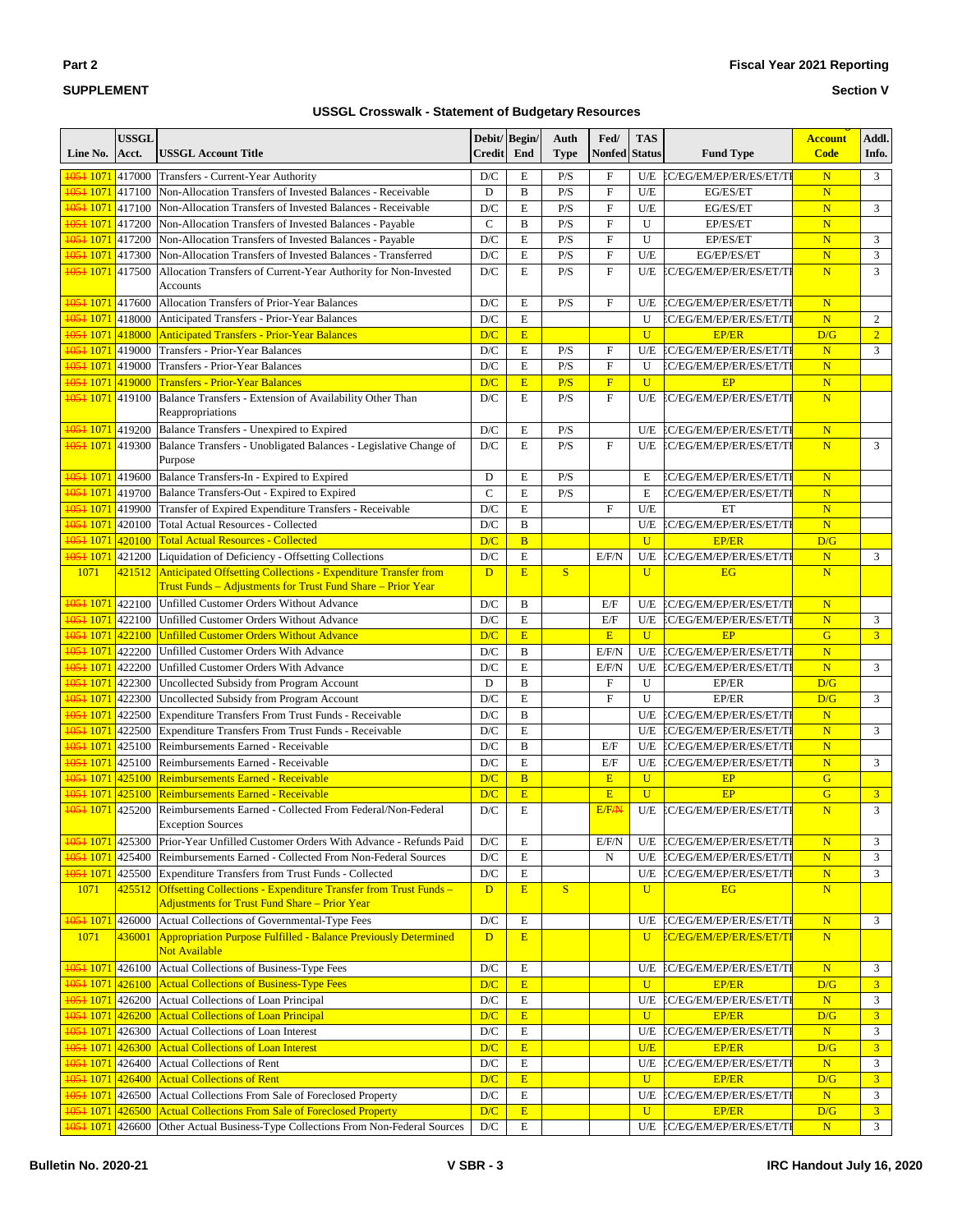## USSGL Crosswalk - Statement of Budgetary Resources

| Line No. | USSGL Acct. | USSGL Account Title | Debit/ Credit | Begin/ End | Auth Type | Fed/ Nonfed | TAS Status | Fund Type | Account Code | Addl. Info. |
|---|---|---|---|---|---|---|---|---|---|---|
| ~~1051~~ 1071 | 417000 | Transfers - Current-Year Authority | D/C | E | P/S | F | U/E | EC/EG/EM/EP/ER/ES/ET/TF | N | 3 |
| ~~1051~~ 1071 | 417100 | Non-Allocation Transfers of Invested Balances - Receivable | D | B | P/S | F | U/E | EG/ES/ET | N | |
| ~~1051~~ 1071 | 417100 | Non-Allocation Transfers of Invested Balances - Receivable | D/C | E | P/S | F | U/E | EG/ES/ET | N | 3 |
| ~~1051~~ 1071 | 417200 | Non-Allocation Transfers of Invested Balances - Payable | C | B | P/S | F | U | EP/ES/ET | N | |
| ~~1051~~ 1071 | 417200 | Non-Allocation Transfers of Invested Balances - Payable | D/C | E | P/S | F | U | EP/ES/ET | N | 3 |
| ~~1051~~ 1071 | 417300 | Non-Allocation Transfers of Invested Balances - Transferred | D/C | E | P/S | F | U/E | EG/EP/ES/ET | N | 3 |
| ~~1051~~ 1071 | 417500 | Allocation Transfers of Current-Year Authority for Non-Invested Accounts | D/C | E | P/S | F | U/E | EC/EG/EM/EP/ER/ES/ET/TF | N | 3 |
| ~~1051~~ 1071 | 417600 | Allocation Transfers of Prior-Year Balances | D/C | E | P/S | F | U/E | EC/EG/EM/EP/ER/ES/ET/TF | N | |
| ~~1051~~ 1071 | 418000 | Anticipated Transfers - Prior-Year Balances | D/C | E | | | U | EC/EG/EM/EP/ER/ES/ET/TF | N | 2 |
| ~~1051~~ 1071 | 418000 | Anticipated Transfers - Prior-Year Balances | D/C | E | | | U | EP/ER | D/G | 2 |
| ~~1051~~ 1071 | 419000 | Transfers - Prior-Year Balances | D/C | E | P/S | F | U/E | EC/EG/EM/EP/ER/ES/ET/TF | N | 3 |
| ~~1051~~ 1071 | 419000 | Transfers - Prior-Year Balances | D/C | E | P/S | F | U | EC/EG/EM/EP/ER/ES/ET/TF | N | |
| ~~1051~~ 1071 | 419000 | Transfers - Prior-Year Balances | D/C | E | P/S | F | U | EP | N | |
| ~~1051~~ 1071 | 419100 | Balance Transfers - Extension of Availability Other Than Reappropriations | D/C | E | P/S | F | U/E | EC/EG/EM/EP/ER/ES/ET/TF | N | |
| ~~1051~~ 1071 | 419200 | Balance Transfers - Unexpired to Expired | D/C | E | P/S | | U/E | EC/EG/EM/EP/ER/ES/ET/TF | N | |
| ~~1051~~ 1071 | 419300 | Balance Transfers - Unobligated Balances - Legislative Change of Purpose | D/C | E | P/S | F | U/E | EC/EG/EM/EP/ER/ES/ET/TF | N | 3 |
| ~~1051~~ 1071 | 419600 | Balance Transfers-In - Expired to Expired | D | E | P/S | | E | EC/EG/EM/EP/ER/ES/ET/TF | N | |
| ~~1051~~ 1071 | 419700 | Balance Transfers-Out - Expired to Expired | C | E | P/S | | E | EC/EG/EM/EP/ER/ES/ET/TF | N | |
| ~~1051~~ 1071 | 419900 | Transfer of Expired Expenditure Transfers - Receivable | D/C | E | | F | U/E | ET | N | |
| ~~1051~~ 1071 | 420100 | Total Actual Resources - Collected | D/C | B | | | U/E | EC/EG/EM/EP/ER/ES/ET/TF | N | |
| ~~1051~~ 1071 | 420100 | Total Actual Resources - Collected | D/C | B | | | U | EP/ER | D/G | |
| ~~1051~~ 1071 | 421200 | Liquidation of Deficiency - Offsetting Collections | D/C | E | | E/F/N | U/E | EC/EG/EM/EP/ER/ES/ET/TF | N | 3 |
| 1071 | 421512 | Anticipated Offsetting Collections - Expenditure Transfer from Trust Funds – Adjustments for Trust Fund Share – Prior Year | D | E | S | | U | EG | N | |
| ~~1051~~ 1071 | 422100 | Unfilled Customer Orders Without Advance | D/C | B | | E/F | U/E | EC/EG/EM/EP/ER/ES/ET/TF | N | |
| ~~1051~~ 1071 | 422100 | Unfilled Customer Orders Without Advance | D/C | E | | E/F | U/E | EC/EG/EM/EP/ER/ES/ET/TF | N | 3 |
| ~~1051~~ 1071 | 422100 | Unfilled Customer Orders Without Advance | D/C | E | | E | U | EP | G | 3 |
| ~~1051~~ 1071 | 422200 | Unfilled Customer Orders With Advance | D/C | B | | E/F/N | U/E | EC/EG/EM/EP/ER/ES/ET/TF | N | |
| ~~1051~~ 1071 | 422200 | Unfilled Customer Orders With Advance | D/C | E | | E/F/N | U/E | EC/EG/EM/EP/ER/ES/ET/TF | N | 3 |
| ~~1051~~ 1071 | 422300 | Uncollected Subsidy from Program Account | D | B | | F | U | EP/ER | D/G | |
| ~~1051~~ 1071 | 422300 | Uncollected Subsidy from Program Account | D/C | E | | F | U | EP/ER | D/G | 3 |
| ~~1051~~ 1071 | 422500 | Expenditure Transfers From Trust Funds - Receivable | D/C | B | | | U/E | EC/EG/EM/EP/ER/ES/ET/TF | N | |
| ~~1051~~ 1071 | 422500 | Expenditure Transfers From Trust Funds - Receivable | D/C | E | | | U/E | EC/EG/EM/EP/ER/ES/ET/TF | N | 3 |
| ~~1051~~ 1071 | 425100 | Reimbursements Earned - Receivable | D/C | B | | E/F | U/E | EC/EG/EM/EP/ER/ES/ET/TF | N | |
| ~~1051~~ 1071 | 425100 | Reimbursements Earned - Receivable | D/C | E | | E/F | U/E | EC/EG/EM/EP/ER/ES/ET/TF | N | 3 |
| ~~1051~~ 1071 | 425100 | Reimbursements Earned - Receivable | D/C | B | | E | U | EP | G | |
| ~~1051~~ 1071 | 425100 | Reimbursements Earned - Receivable | D/C | E | | E | U | EP | G | 3 |
| ~~1051~~ 1071 | 425200 | Reimbursements Earned - Collected From Federal/Non-Federal Exception Sources | D/C | E | | E/F/~~N~~ | U/E | EC/EG/EM/EP/ER/ES/ET/TF | N | 3 |
| ~~1051~~ 1071 | 425300 | Prior-Year Unfilled Customer Orders With Advance - Refunds Paid | D/C | E | | E/F/N | U/E | EC/EG/EM/EP/ER/ES/ET/TF | N | 3 |
| ~~1051~~ 1071 | 425400 | Reimbursements Earned - Collected From Non-Federal Sources | D/C | E | | N | U/E | EC/EG/EM/EP/ER/ES/ET/TF | N | 3 |
| ~~1051~~ 1071 | 425500 | Expenditure Transfers from Trust Funds - Collected | D/C | E | | | U/E | EC/EG/EM/EP/ER/ES/ET/TF | N | 3 |
| 1071 | 425512 | Offsetting Collections - Expenditure Transfer from Trust Funds – Adjustments for Trust Fund Share – Prior Year | D | E | S | | U | EG | N | |
| ~~1051~~ 1071 | 426000 | Actual Collections of Governmental-Type Fees | D/C | E | | | U/E | EC/EG/EM/EP/ER/ES/ET/TF | N | 3 |
| 1071 | 436001 | Appropriation Purpose Fulfilled - Balance Previously Determined Not Available | D | E | | | U | EC/EG/EM/EP/ER/ES/ET/TF | N | |
| ~~1051~~ 1071 | 426100 | Actual Collections of Business-Type Fees | D/C | E | | | U/E | EC/EG/EM/EP/ER/ES/ET/TF | N | 3 |
| ~~1051~~ 1071 | 426100 | Actual Collections of Business-Type Fees | D/C | E | | | U | EP/ER | D/G | 3 |
| ~~1051~~ 1071 | 426200 | Actual Collections of Loan Principal | D/C | E | | | U/E | EC/EG/EM/EP/ER/ES/ET/TF | N | 3 |
| ~~1051~~ 1071 | 426200 | Actual Collections of Loan Principal | D/C | E | | | U | EP/ER | D/G | 3 |
| ~~1051~~ 1071 | 426300 | Actual Collections of Loan Interest | D/C | E | | | U/E | EC/EG/EM/EP/ER/ES/ET/TF | N | 3 |
| ~~1051~~ 1071 | 426300 | Actual Collections of Loan Interest | D/C | E | | | U/E | EP/ER | D/G | 3 |
| ~~1051~~ 1071 | 426400 | Actual Collections of Rent | D/C | E | | | U/E | EC/EG/EM/EP/ER/ES/ET/TF | N | 3 |
| ~~1051~~ 1071 | 426400 | Actual Collections of Rent | D/C | E | | | U | EP/ER | D/G | 3 |
| ~~1051~~ 1071 | 426500 | Actual Collections From Sale of Foreclosed Property | D/C | E | | | U/E | EC/EG/EM/EP/ER/ES/ET/TF | N | 3 |
| ~~1051~~ 1071 | 426500 | Actual Collections From Sale of Foreclosed Property | D/C | E | | | U | EP/ER | D/G | 3 |
| ~~1051~~ 1071 | 426600 | Other Actual Business-Type Collections From Non-Federal Sources | D/C | E | | | U/E | EC/EG/EM/EP/ER/ES/ET/TF | N | 3 |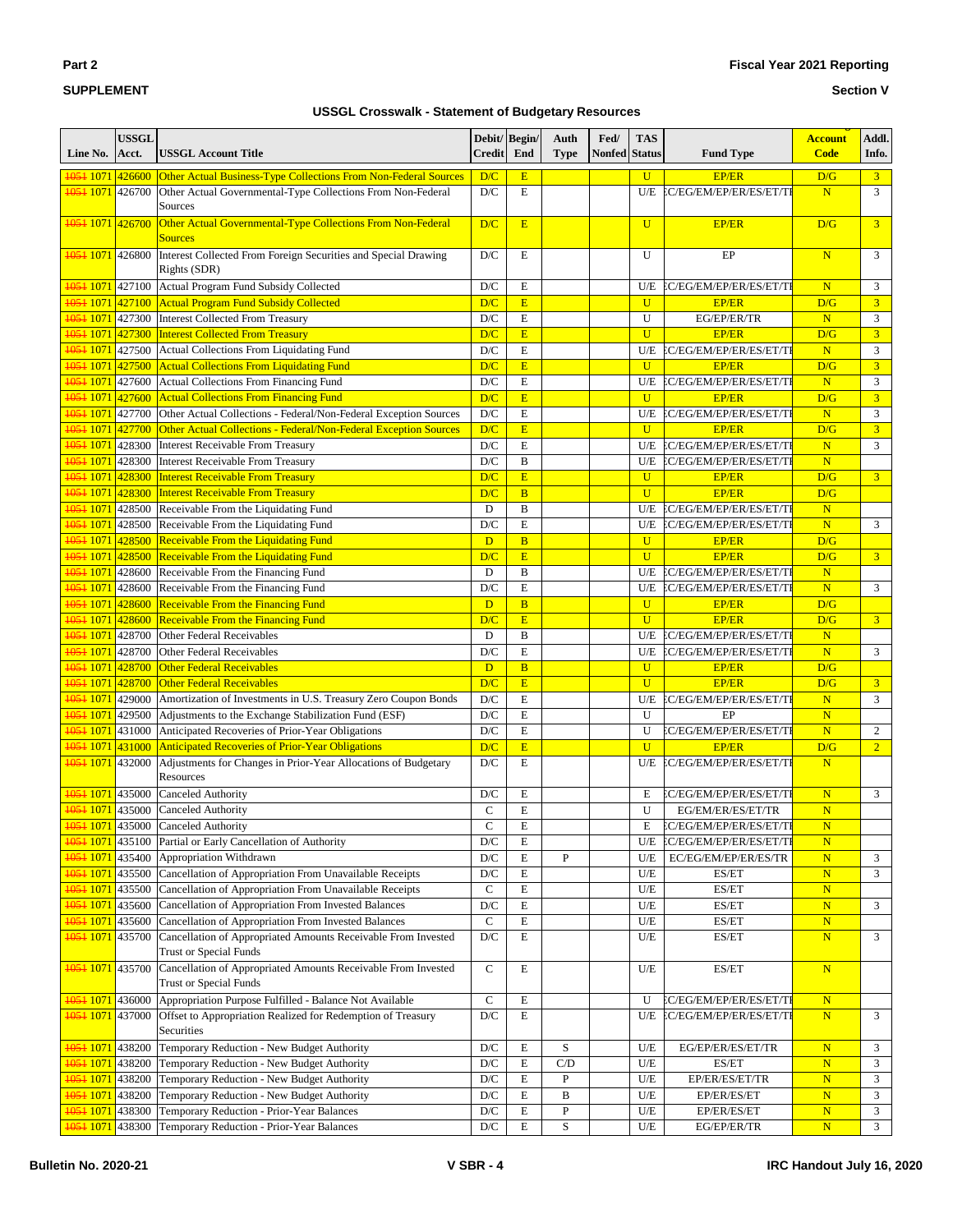**Part 2**

**SUPPLEMENT**

**Fiscal Year 2021 Reporting**

**Section V**

**USSGL Crosswalk - Statement of Budgetary Resources**

| Line No. | USSGL Acct. | USSGL Account Title | Debit/ Credit | Begin/ End | Auth Type | Fed/ Nonfed | TAS Status | Fund Type | Account Code | Addl. Info. |
|---|---|---|---|---|---|---|---|---|---|---|
| ~~1051~~ 1071 | 426600 | Other Actual Business-Type Collections From Non-Federal Sources | D/C | E | | | U | EP/ER | D/G | 3 |
| ~~1051~~ 1071 | 426700 | Other Actual Governmental-Type Collections From Non-Federal Sources | D/C | E | | | U/E | EC/EG/EM/EP/ER/ES/ET/TR | N | 3 |
| ~~1051~~ 1071 | 426700 | Other Actual Governmental-Type Collections From Non-Federal Sources | D/C | E | | | U | EP/ER | D/G | 3 |
| ~~1051~~ 1071 | 426800 | Interest Collected From Foreign Securities and Special Drawing Rights (SDR) | D/C | E | | | U | EP | N | 3 |
| ~~1051~~ 1071 | 427100 | Actual Program Fund Subsidy Collected | D/C | E | | | U/E | EC/EG/EM/EP/ER/ES/ET/TR | N | 3 |
| ~~1051~~ 1071 | 427100 | Actual Program Fund Subsidy Collected | D/C | E | | | U | EP/ER | D/G | 3 |
| ~~1051~~ 1071 | 427300 | Interest Collected From Treasury | D/C | E | | | U | EG/EP/ER/TR | N | 3 |
| ~~1051~~ 1071 | 427300 | Interest Collected From Treasury | D/C | E | | | U | EP/ER | D/G | 3 |
| ~~1051~~ 1071 | 427500 | Actual Collections From Liquidating Fund | D/C | E | | | U/E | EC/EG/EM/EP/ER/ES/ET/TR | N | 3 |
| ~~1051~~ 1071 | 427500 | Actual Collections From Liquidating Fund | D/C | E | | | U | EP/ER | D/G | 3 |
| ~~1051~~ 1071 | 427600 | Actual Collections From Financing Fund | D/C | E | | | U/E | EC/EG/EM/EP/ER/ES/ET/TR | N | 3 |
| ~~1051~~ 1071 | 427600 | Actual Collections From Financing Fund | D/C | E | | | U | EP/ER | D/G | 3 |
| ~~1051~~ 1071 | 427700 | Other Actual Collections - Federal/Non-Federal Exception Sources | D/C | E | | | U/E | EC/EG/EM/EP/ER/ES/ET/TR | N | 3 |
| ~~1051~~ 1071 | 427700 | Other Actual Collections - Federal/Non-Federal Exception Sources | D/C | E | | | U | EP/ER | D/G | 3 |
| ~~1051~~ 1071 | 428300 | Interest Receivable From Treasury | D/C | E | | | U/E | EC/EG/EM/EP/ER/ES/ET/TR | N | 3 |
| ~~1051~~ 1071 | 428300 | Interest Receivable From Treasury | D/C | B | | | U/E | EC/EG/EM/EP/ER/ES/ET/TR | N | |
| ~~1051~~ 1071 | 428300 | Interest Receivable From Treasury | D/C | E | | | U | EP/ER | D/G | 3 |
| ~~1051~~ 1071 | 428300 | Interest Receivable From Treasury | D/C | B | | | U | EP/ER | D/G | |
| ~~1051~~ 1071 | 428500 | Receivable From the Liquidating Fund | D | B | | | U/E | EC/EG/EM/EP/ER/ES/ET/TR | N | |
| ~~1051~~ 1071 | 428500 | Receivable From the Liquidating Fund | D/C | E | | | U/E | EC/EG/EM/EP/ER/ES/ET/TR | N | 3 |
| ~~1051~~ 1071 | 428500 | Receivable From the Liquidating Fund | D | B | | | U | EP/ER | D/G | |
| ~~1051~~ 1071 | 428500 | Receivable From the Liquidating Fund | D/C | E | | | U | EP/ER | D/G | 3 |
| ~~1051~~ 1071 | 428600 | Receivable From the Financing Fund | D | B | | | U/E | EC/EG/EM/EP/ER/ES/ET/TR | N | |
| ~~1051~~ 1071 | 428600 | Receivable From the Financing Fund | D/C | E | | | U/E | EC/EG/EM/EP/ER/ES/ET/TR | N | 3 |
| ~~1051~~ 1071 | 428600 | Receivable From the Financing Fund | D | B | | | U | EP/ER | D/G | |
| ~~1051~~ 1071 | 428600 | Receivable From the Financing Fund | D/C | E | | | U | EP/ER | D/G | 3 |
| ~~1051~~ 1071 | 428700 | Other Federal Receivables | D | B | | | U/E | EC/EG/EM/EP/ER/ES/ET/TR | N | |
| ~~1051~~ 1071 | 428700 | Other Federal Receivables | D/C | E | | | U/E | EC/EG/EM/EP/ER/ES/ET/TR | N | 3 |
| ~~1051~~ 1071 | 428700 | Other Federal Receivables | D | B | | | U | EP/ER | D/G | |
| ~~1051~~ 1071 | 428700 | Other Federal Receivables | D/C | E | | | U | EP/ER | D/G | 3 |
| ~~1051~~ 1071 | 429000 | Amortization of Investments in U.S. Treasury Zero Coupon Bonds | D/C | E | | | U/E | EC/EG/EM/EP/ER/ES/ET/TR | N | 3 |
| ~~1051~~ 1071 | 429500 | Adjustments to the Exchange Stabilization Fund (ESF) | D/C | E | | | U | EP | N | |
| ~~1051~~ 1071 | 431000 | Anticipated Recoveries of Prior-Year Obligations | D/C | E | | | U | EC/EG/EM/EP/ER/ES/ET/TR | N | 2 |
| ~~1051~~ 1071 | 431000 | Anticipated Recoveries of Prior-Year Obligations | D/C | E | | | U | EP/ER | D/G | 2 |
| ~~1051~~ 1071 | 432000 | Adjustments for Changes in Prior-Year Allocations of Budgetary Resources | D/C | E | | | U/E | EC/EG/EM/EP/ER/ES/ET/TR | N | |
| ~~1051~~ 1071 | 435000 | Canceled Authority | D/C | E | | | E | EC/EG/EM/EP/ER/ES/ET/TR | N | 3 |
| ~~1051~~ 1071 | 435000 | Canceled Authority | C | E | | | U | EG/EM/ER/ES/ET/TR | N | |
| ~~1051~~ 1071 | 435000 | Canceled Authority | C | E | | | E | EC/EG/EM/EP/ER/ES/ET/TR | N | |
| ~~1051~~ 1071 | 435100 | Partial or Early Cancellation of Authority | D/C | E | | | U/E | EC/EG/EM/EP/ER/ES/ET/TR | N | |
| ~~1051~~ 1071 | 435400 | Appropriation Withdrawn | D/C | E | P | | U/E | EC/EG/EM/EP/ER/ES/TR | N | 3 |
| ~~1051~~ 1071 | 435500 | Cancellation of Appropriation From Unavailable Receipts | D/C | E | | | U/E | ES/ET | N | 3 |
| ~~1051~~ 1071 | 435500 | Cancellation of Appropriation From Unavailable Receipts | C | E | | | U/E | ES/ET | N | |
| ~~1051~~ 1071 | 435600 | Cancellation of Appropriation From Invested Balances | D/C | E | | | U/E | ES/ET | N | 3 |
| ~~1051~~ 1071 | 435600 | Cancellation of Appropriation From Invested Balances | C | E | | | U/E | ES/ET | N | |
| ~~1051~~ 1071 | 435700 | Cancellation of Appropriated Amounts Receivable From Invested Trust or Special Funds | D/C | E | | | U/E | ES/ET | N | 3 |
| ~~1051~~ 1071 | 435700 | Cancellation of Appropriated Amounts Receivable From Invested Trust or Special Funds | C | E | | | U/E | ES/ET | N | |
| ~~1051~~ 1071 | 436000 | Appropriation Purpose Fulfilled - Balance Not Available | C | E | | | U | EC/EG/EM/EP/ER/ES/ET/TR | N | |
| ~~1051~~ 1071 | 437000 | Offset to Appropriation Realized for Redemption of Treasury Securities | D/C | E | | | U/E | EC/EG/EM/EP/ER/ES/ET/TR | N | 3 |
| ~~1051~~ 1071 | 438200 | Temporary Reduction - New Budget Authority | D/C | E | S | | U/E | EG/EP/ER/ES/ET/TR | N | 3 |
| ~~1051~~ 1071 | 438200 | Temporary Reduction - New Budget Authority | D/C | E | C/D | | U/E | ES/ET | N | 3 |
| ~~1051~~ 1071 | 438200 | Temporary Reduction - New Budget Authority | D/C | E | P | | U/E | EP/ER/ES/ET/TR | N | 3 |
| ~~1051~~ 1071 | 438200 | Temporary Reduction - New Budget Authority | D/C | E | B | | U/E | EP/ER/ES/ET | N | 3 |
| ~~1051~~ 1071 | 438300 | Temporary Reduction - Prior-Year Balances | D/C | E | P | | U/E | EP/ER/ES/ET | N | 3 |
| ~~1051~~ 1071 | 438300 | Temporary Reduction - Prior-Year Balances | D/C | E | S | | U/E | EG/EP/ER/TR | N | 3 |

**Bulletin No. 2020-21** | **IRC Handout July 16, 2020**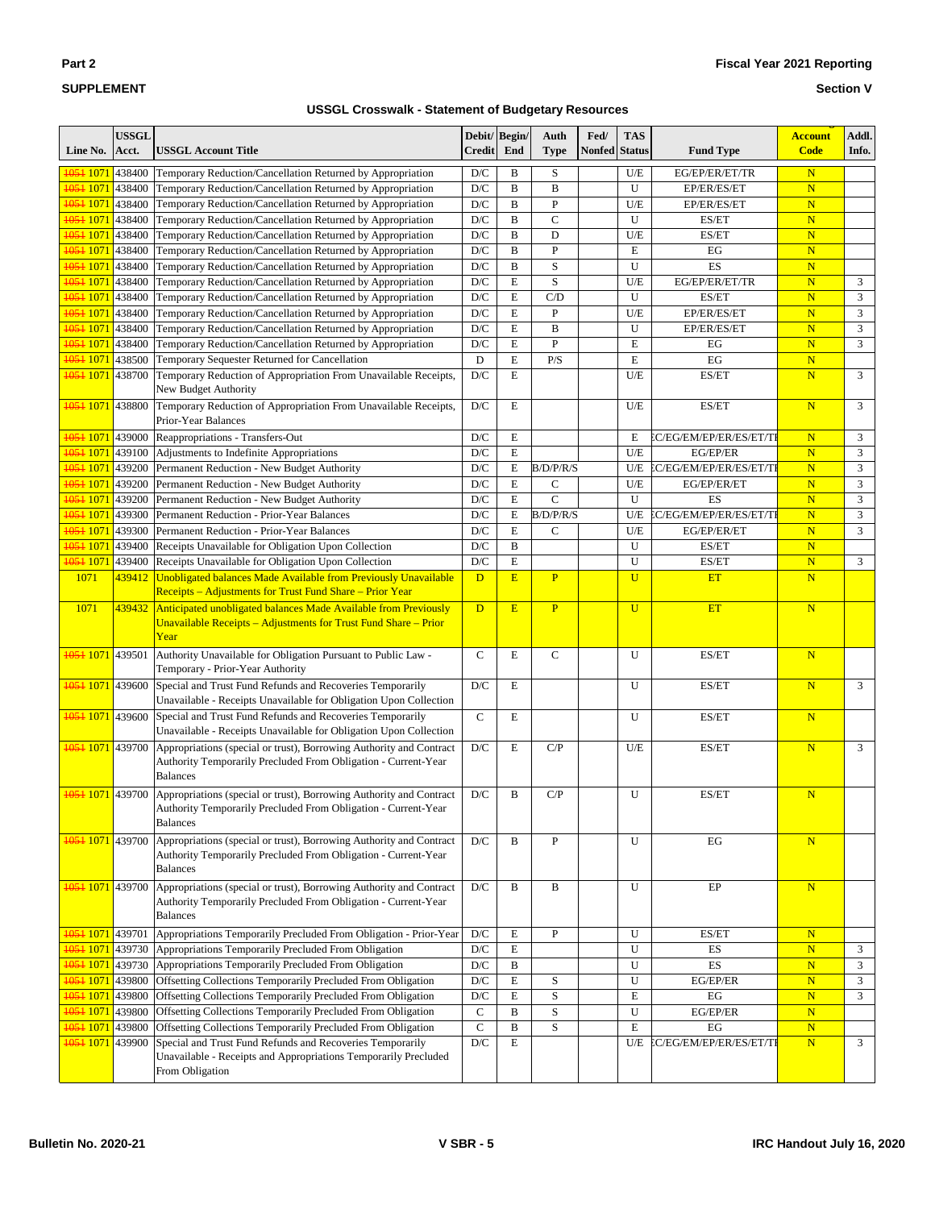**Part 2**

**SUPPLEMENT**

**Fiscal Year 2021 Reporting**

**Section V**

### USSGL Crosswalk - Statement of Budgetary Resources

| Line No. | USSGL Acct. | USSGL Account Title | Debit/ Credit | Begin/ End | Auth Type | Fed/ Nonfed | TAS Status | Fund Type | Account Code | Addl. Info. |
|---|---|---|---|---|---|---|---|---|---|---|
| ~~1051~~ 1071 | 438400 | Temporary Reduction/Cancellation Returned by Appropriation | D/C | B | S | | U/E | EG/EP/ER/ET/TR | N | |
| ~~1051~~ 1071 | 438400 | Temporary Reduction/Cancellation Returned by Appropriation | D/C | B | B | | U | EP/ER/ES/ET | N | |
| ~~1051~~ 1071 | 438400 | Temporary Reduction/Cancellation Returned by Appropriation | D/C | B | P | | U/E | EP/ER/ES/ET | N | |
| ~~1051~~ 1071 | 438400 | Temporary Reduction/Cancellation Returned by Appropriation | D/C | B | C | | U | ES/ET | N | |
| ~~1051~~ 1071 | 438400 | Temporary Reduction/Cancellation Returned by Appropriation | D/C | B | D | | U/E | ES/ET | N | |
| ~~1051~~ 1071 | 438400 | Temporary Reduction/Cancellation Returned by Appropriation | D/C | B | P | | E | EG | N | |
| ~~1051~~ 1071 | 438400 | Temporary Reduction/Cancellation Returned by Appropriation | D/C | B | S | | U | ES | N | |
| ~~1051~~ 1071 | 438400 | Temporary Reduction/Cancellation Returned by Appropriation | D/C | E | S | | U/E | EG/EP/ER/ET/TR | N | 3 |
| ~~1051~~ 1071 | 438400 | Temporary Reduction/Cancellation Returned by Appropriation | D/C | E | C/D | | U | ES/ET | N | 3 |
| ~~1051~~ 1071 | 438400 | Temporary Reduction/Cancellation Returned by Appropriation | D/C | E | P | | U/E | EP/ER/ES/ET | N | 3 |
| ~~1051~~ 1071 | 438400 | Temporary Reduction/Cancellation Returned by Appropriation | D/C | E | B | | U | EP/ER/ES/ET | N | 3 |
| ~~1051~~ 1071 | 438400 | Temporary Reduction/Cancellation Returned by Appropriation | D/C | E | P | | E | EG | N | 3 |
| ~~1051~~ 1071 | 438500 | Temporary Sequester Returned for Cancellation | D | E | P/S | | E | EG | N | |
| ~~1051~~ 1071 | 438700 | Temporary Reduction of Appropriation From Unavailable Receipts, New Budget Authority | D/C | E | | | U/E | ES/ET | N | 3 |
| ~~1051~~ 1071 | 438800 | Temporary Reduction of Appropriation From Unavailable Receipts, Prior-Year Balances | D/C | E | | | U/E | ES/ET | N | 3 |
| ~~1051~~ 1071 | 439000 | Reappropriations - Transfers-Out | D/C | E | | | E | EC/EG/EM/EP/ER/ES/ET/TR | N | 3 |
| ~~1051~~ 1071 | 439100 | Adjustments to Indefinite Appropriations | D/C | E | | | U/E | EG/EP/ER | N | 3 |
| ~~1051~~ 1071 | 439200 | Permanent Reduction - New Budget Authority | D/C | E | B/D/P/R/S | | U/E | EC/EG/EM/EP/ER/ES/ET/TR | N | 3 |
| ~~1051~~ 1071 | 439200 | Permanent Reduction - New Budget Authority | D/C | E | C | | U/E | EG/EP/ER/ET | N | 3 |
| ~~1051~~ 1071 | 439200 | Permanent Reduction - New Budget Authority | D/C | E | C | | U | ES | N | 3 |
| ~~1051~~ 1071 | 439300 | Permanent Reduction - Prior-Year Balances | D/C | E | B/D/P/R/S | | U/E | EC/EG/EM/EP/ER/ES/ET/TR | N | 3 |
| ~~1051~~ 1071 | 439300 | Permanent Reduction - Prior-Year Balances | D/C | E | C | | U/E | EG/EP/ER/ET | N | 3 |
| ~~1051~~ 1071 | 439400 | Receipts Unavailable for Obligation Upon Collection | D/C | B | | | U | ES/ET | N | |
| ~~1051~~ 1071 | 439400 | Receipts Unavailable for Obligation Upon Collection | D/C | E | | | U | ES/ET | N | 3 |
| 1071 | 439412 | Unobligated balances Made Available from Previously Unavailable Receipts – Adjustments for Trust Fund Share – Prior Year | D | E | P | | U | ET | N | |
| 1071 | 439432 | Anticipated unobligated balances Made Available from Previously Unavailable Receipts – Adjustments for Trust Fund Share – Prior Year | D | E | P | | U | ET | N | |
| ~~1051~~ 1071 | 439501 | Authority Unavailable for Obligation Pursuant to Public Law - Temporary - Prior-Year Authority | C | E | C | | U | ES/ET | N | |
| ~~1051~~ 1071 | 439600 | Special and Trust Fund Refunds and Recoveries Temporarily Unavailable - Receipts Unavailable for Obligation Upon Collection | D/C | E | | | U | ES/ET | N | 3 |
| ~~1051~~ 1071 | 439600 | Special and Trust Fund Refunds and Recoveries Temporarily Unavailable - Receipts Unavailable for Obligation Upon Collection | C | E | | | U | ES/ET | N | |
| ~~1051~~ 1071 | 439700 | Appropriations (special or trust), Borrowing Authority and Contract Authority Temporarily Precluded From Obligation - Current-Year Balances | D/C | E | C/P | | U/E | ES/ET | N | 3 |
| ~~1051~~ 1071 | 439700 | Appropriations (special or trust), Borrowing Authority and Contract Authority Temporarily Precluded From Obligation - Current-Year Balances | D/C | B | C/P | | U | ES/ET | N | |
| ~~1051~~ 1071 | 439700 | Appropriations (special or trust), Borrowing Authority and Contract Authority Temporarily Precluded From Obligation - Current-Year Balances | D/C | B | P | | U | EG | N | |
| ~~1051~~ 1071 | 439700 | Appropriations (special or trust), Borrowing Authority and Contract Authority Temporarily Precluded From Obligation - Current-Year Balances | D/C | B | B | | U | EP | N | |
| ~~1051~~ 1071 | 439701 | Appropriations Temporarily Precluded From Obligation - Prior-Year | D/C | E | P | | U | ES/ET | N | |
| ~~1051~~ 1071 | 439730 | Appropriations Temporarily Precluded From Obligation | D/C | E | | | U | ES | N | 3 |
| ~~1051~~ 1071 | 439730 | Appropriations Temporarily Precluded From Obligation | D/C | B | | | U | ES | N | 3 |
| ~~1051~~ 1071 | 439800 | Offsetting Collections Temporarily Precluded From Obligation | D/C | E | S | | U | EG/EP/ER | N | 3 |
| ~~1051~~ 1071 | 439800 | Offsetting Collections Temporarily Precluded From Obligation | D/C | E | S | | E | EG | N | 3 |
| ~~1051~~ 1071 | 439800 | Offsetting Collections Temporarily Precluded From Obligation | C | B | S | | U | EG/EP/ER | N | |
| ~~1051~~ 1071 | 439800 | Offsetting Collections Temporarily Precluded From Obligation | C | B | S | | E | EG | N | |
| ~~1051~~ 1071 | 439900 | Special and Trust Fund Refunds and Recoveries Temporarily Unavailable - Receipts and Appropriations Temporarily Precluded From Obligation | D/C | E | | | U/E | EC/EG/EM/EP/ER/ES/ET/TR | N | 3 |

**Bulletin No. 2020-21** V SBR - 5 **IRC Handout July 16, 2020**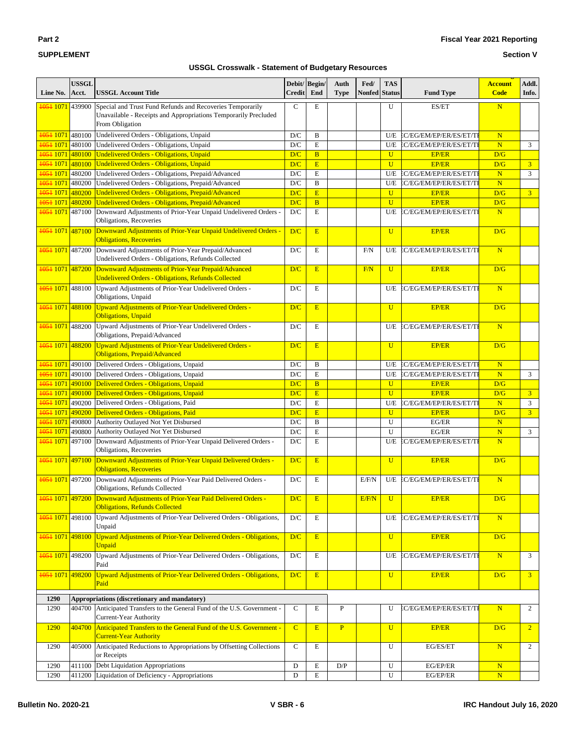**Part 2**

**SUPPLEMENT**

**Fiscal Year 2021 Reporting**

**Section V**

**USSGL Crosswalk - Statement of Budgetary Resources**

| Line No. | USSGL Acct. | USSGL Account Title | Debit/ Credit | Begin/ End | Auth Type | Fed/ Nonfed | TAS Status | Fund Type | Account Code | Addl. Info. |
|---|---|---|---|---|---|---|---|---|---|---|
| ~~1051~~ 1071 | 439900 | Special and Trust Fund Refunds and Recoveries Temporarily Unavailable - Receipts and Appropriations Temporarily Precluded From Obligation | C | E | | | U | ES/ET | N | |
| ~~1051~~ 1071 | 480100 | Undelivered Orders - Obligations, Unpaid | D/C | B | | | U/E | EC/EG/EM/EP/ER/ES/ET/TF | N | |
| ~~1051~~ 1071 | 480100 | Undelivered Orders - Obligations, Unpaid | D/C | E | | | U/E | EC/EG/EM/EP/ER/ES/ET/TF | N | 3 |
| ~~1051~~ 1071 | 480100 | Undelivered Orders - Obligations, Unpaid | D/C | B | | | U | EP/ER | D/G | |
| ~~1051~~ 1071 | 480100 | Undelivered Orders - Obligations, Unpaid | D/C | E | | | U | EP/ER | D/G | 3 |
| ~~1051~~ 1071 | 480200 | Undelivered Orders - Obligations, Prepaid/Advanced | D/C | E | | | U/E | EC/EG/EM/EP/ER/ES/ET/TF | N | 3 |
| ~~1051~~ 1071 | 480200 | Undelivered Orders - Obligations, Prepaid/Advanced | D/C | B | | | U/E | EC/EG/EM/EP/ER/ES/ET/TF | N | |
| ~~1051~~ 1071 | 480200 | Undelivered Orders - Obligations, Prepaid/Advanced | D/C | E | | | U | EP/ER | D/G | 3 |
| ~~1051~~ 1071 | 480200 | Undelivered Orders - Obligations, Prepaid/Advanced | D/C | B | | | U | EP/ER | D/G | |
| ~~1051~~ 1071 | 487100 | Downward Adjustments of Prior-Year Unpaid Undelivered Orders - Obligations, Recoveries | D/C | E | | | U/E | EC/EG/EM/EP/ER/ES/ET/TF | N | |
| ~~1051~~ 1071 | 487100 | Downward Adjustments of Prior-Year Unpaid Undelivered Orders - Obligations, Recoveries | D/C | E | | | U | EP/ER | D/G | |
| ~~1051~~ 1071 | 487200 | Downward Adjustments of Prior-Year Prepaid/Advanced Undelivered Orders - Obligations, Refunds Collected | D/C | E | | F/N | U/E | EC/EG/EM/EP/ER/ES/ET/TF | N | |
| ~~1051~~ 1071 | 487200 | Downward Adjustments of Prior-Year Prepaid/Advanced Undelivered Orders - Obligations, Refunds Collected | D/C | E | | F/N | U | EP/ER | D/G | |
| ~~1051~~ 1071 | 488100 | Upward Adjustments of Prior-Year Undelivered Orders - Obligations, Unpaid | D/C | E | | | U/E | EC/EG/EM/EP/ER/ES/ET/TF | N | |
| ~~1051~~ 1071 | 488100 | Upward Adjustments of Prior-Year Undelivered Orders - Obligations, Unpaid | D/C | E | | | U | EP/ER | D/G | |
| ~~1051~~ 1071 | 488200 | Upward Adjustments of Prior-Year Undelivered Orders - Obligations, Prepaid/Advanced | D/C | E | | | U/E | EC/EG/EM/EP/ER/ES/ET/TF | N | |
| ~~1051~~ 1071 | 488200 | Upward Adjustments of Prior-Year Undelivered Orders - Obligations, Prepaid/Advanced | D/C | E | | | U | EP/ER | D/G | |
| ~~1051~~ 1071 | 490100 | Delivered Orders - Obligations, Unpaid | D/C | B | | | U/E | EC/EG/EM/EP/ER/ES/ET/TF | N | |
| ~~1051~~ 1071 | 490100 | Delivered Orders - Obligations, Unpaid | D/C | E | | | U/E | EC/EG/EM/EP/ER/ES/ET/TF | N | 3 |
| ~~1051~~ 1071 | 490100 | Delivered Orders - Obligations, Unpaid | D/C | B | | | U | EP/ER | D/G | |
| ~~1051~~ 1071 | 490100 | Delivered Orders - Obligations, Unpaid | D/C | E | | | U | EP/ER | D/G | 3 |
| ~~1051~~ 1071 | 490200 | Delivered Orders - Obligations, Paid | D/C | E | | | U/E | EC/EG/EM/EP/ER/ES/ET/TF | N | 3 |
| ~~1051~~ 1071 | 490200 | Delivered Orders - Obligations, Paid | D/C | E | | | U | EP/ER | D/G | 3 |
| ~~1051~~ 1071 | 490800 | Authority Outlayed Not Yet Disbursed | D/C | B | | | U | EG/ER | N | |
| ~~1051~~ 1071 | 490800 | Authority Outlayed Not Yet Disbursed | D/C | E | | | U | EG/ER | N | 3 |
| ~~1051~~ 1071 | 497100 | Downward Adjustments of Prior-Year Unpaid Delivered Orders - Obligations, Recoveries | D/C | E | | | U/E | EC/EG/EM/EP/ER/ES/ET/TF | N | |
| ~~1051~~ 1071 | 497100 | Downward Adjustments of Prior-Year Unpaid Delivered Orders - Obligations, Recoveries | D/C | E | | | U | EP/ER | D/G | |
| ~~1051~~ 1071 | 497200 | Downward Adjustments of Prior-Year Paid Delivered Orders - Obligations, Refunds Collected | D/C | E | | E/F/N | U/E | EC/EG/EM/EP/ER/ES/ET/TF | N | |
| ~~1051~~ 1071 | 497200 | Downward Adjustments of Prior-Year Paid Delivered Orders - Obligations, Refunds Collected | D/C | E | | E/F/N | U | EP/ER | D/G | |
| ~~1051~~ 1071 | 498100 | Upward Adjustments of Prior-Year Delivered Orders - Obligations, Unpaid | D/C | E | | | U/E | EC/EG/EM/EP/ER/ES/ET/TF | N | |
| ~~1051~~ 1071 | 498100 | Upward Adjustments of Prior-Year Delivered Orders - Obligations, Unpaid | D/C | E | | | U | EP/ER | D/G | |
| ~~1051~~ 1071 | 498200 | Upward Adjustments of Prior-Year Delivered Orders - Obligations, Paid | D/C | E | | | U/E | EC/EG/EM/EP/ER/ES/ET/TF | N | 3 |
| ~~1051~~ 1071 | 498200 | Upward Adjustments of Prior-Year Delivered Orders - Obligations, Paid | D/C | E | | | U | EP/ER | D/G | 3 |
| **1290** | **Appropriations (discretionary and mandatory)** | | | | | | | | | |
| 1290 | 404700 | Anticipated Transfers to the General Fund of the U.S. Government - Current-Year Authority | C | E | P | | U | EC/EG/EM/EP/ER/ES/ET/TF | N | 2 |
| 1290 | 404700 | Anticipated Transfers to the General Fund of the U.S. Government - Current-Year Authority | C | E | P | | U | EP/ER | D/G | 2 |
| 1290 | 405000 | Anticipated Reductions to Appropriations by Offsetting Collections or Receipts | C | E | | | U | EG/ES/ET | N | 2 |
| 1290 | 411100 | Debt Liquidation Appropriations | D | E | D/P | | U | EG/EP/ER | N | |
| 1290 | 411200 | Liquidation of Deficiency - Appropriations | D | E | | | U | EG/EP/ER | N | |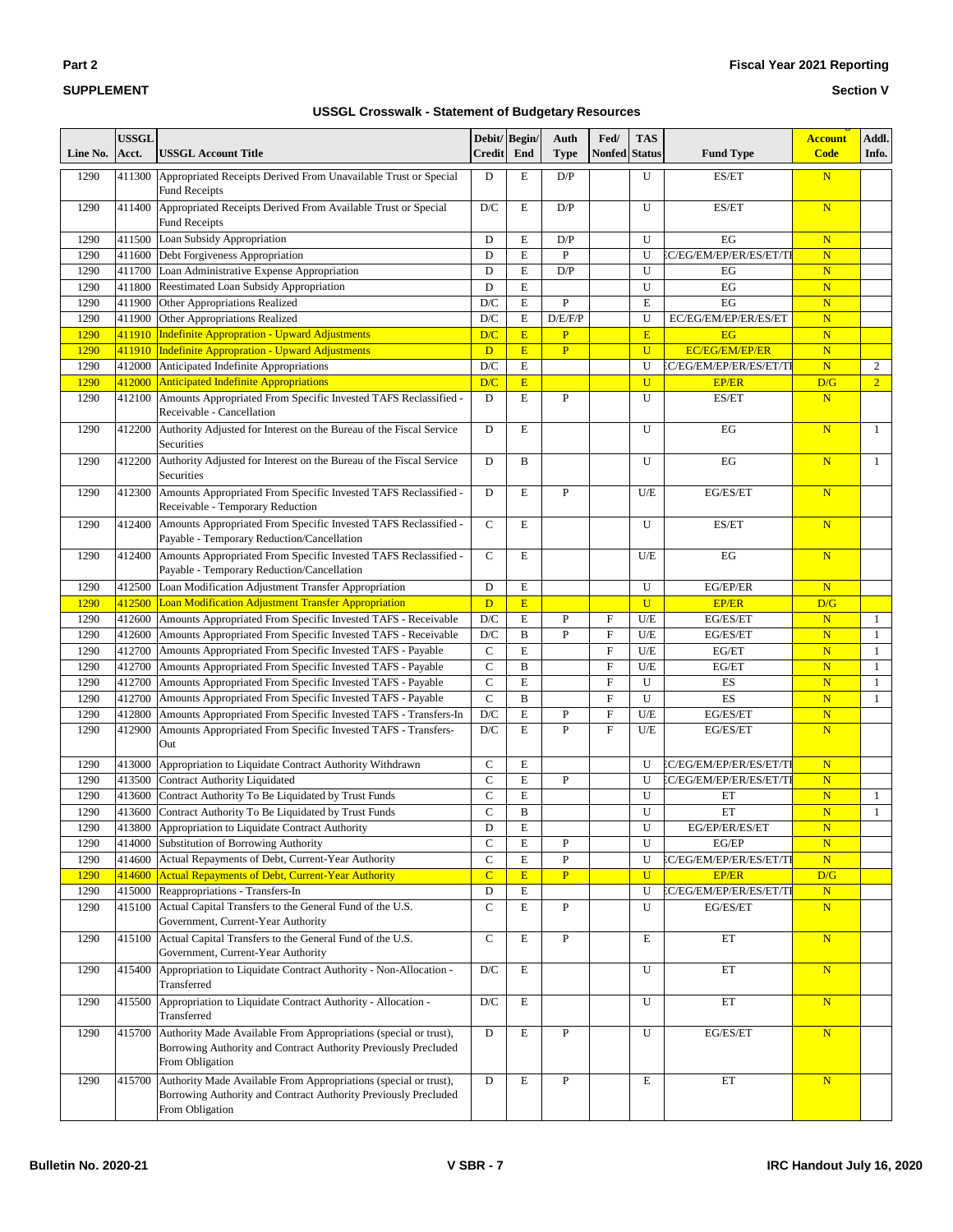# USSGL Crosswalk - Statement of Budgetary Resources

| Line No. | USSGL Acct. | USSGL Account Title | Debit/ Credit | Begin/ End | Auth Type | Fed/ Nonfed | TAS Status | Fund Type | Account Code | Addl. Info. |
|---|---|---|---|---|---|---|---|---|---|---|
| 1290 | 411300 | Appropriated Receipts Derived From Unavailable Trust or Special Fund Receipts | D | E | D/P | | U | ES/ET | N | |
| 1290 | 411400 | Appropriated Receipts Derived From Available Trust or Special Fund Receipts | D/C | E | D/P | | U | ES/ET | N | |
| 1290 | 411500 | Loan Subsidy Appropriation | D | E | D/P | | U | EG | N | |
| 1290 | 411600 | Debt Forgiveness Appropriation | D | E | P | | U | EC/EG/EM/EP/ER/ES/ET/TI | N | |
| 1290 | 411700 | Loan Administrative Expense Appropriation | D | E | D/P | | U | EG | N | |
| 1290 | 411800 | Reestimated Loan Subsidy Appropriation | D | E | | | U | EG | N | |
| 1290 | 411900 | Other Appropriations Realized | D/C | E | P | | E | EG | N | |
| 1290 | 411900 | Other Appropriations Realized | D/C | E | D/E/F/P | | U | EC/EG/EM/EP/ER/ES/ET | N | |
| 1290 | 411910 | Indefinite Appropration - Upward Adjustments | D/C | E | P | | E | EG | N | |
| 1290 | 411910 | Indefinite Appropration - Upward Adjustments | D | E | P | | U | EC/EG/EM/EP/ER | N | |
| 1290 | 412000 | Anticipated Indefinite Appropriations | D/C | E | | | U | EC/EG/EM/EP/ER/ES/ET/TI | N | 2 |
| 1290 | 412000 | Anticipated Indefinite Appropriations | D/C | E | | | U | EP/ER | D/G | 2 |
| 1290 | 412100 | Amounts Appropriated From Specific Invested TAFS Reclassified - Receivable - Cancellation | D | E | P | | U | ES/ET | N | |
| 1290 | 412200 | Authority Adjusted for Interest on the Bureau of the Fiscal Service Securities | D | E | | | U | EG | N | 1 |
| 1290 | 412200 | Authority Adjusted for Interest on the Bureau of the Fiscal Service Securities | D | B | | | U | EG | N | 1 |
| 1290 | 412300 | Amounts Appropriated From Specific Invested TAFS Reclassified - Receivable - Temporary Reduction | D | E | P | | U/E | EG/ES/ET | N | |
| 1290 | 412400 | Amounts Appropriated From Specific Invested TAFS Reclassified - Payable - Temporary Reduction/Cancellation | C | E | | | U | ES/ET | N | |
| 1290 | 412400 | Amounts Appropriated From Specific Invested TAFS Reclassified - Payable - Temporary Reduction/Cancellation | C | E | | | U/E | EG | N | |
| 1290 | 412500 | Loan Modification Adjustment Transfer Appropriation | D | E | | | U | EG/EP/ER | N | |
| 1290 | 412500 | Loan Modification Adjustment Transfer Appropriation | D | E | | | U | EP/ER | D/G | |
| 1290 | 412600 | Amounts Appropriated From Specific Invested TAFS - Receivable | D/C | E | P | F | U/E | EG/ES/ET | N | 1 |
| 1290 | 412600 | Amounts Appropriated From Specific Invested TAFS - Receivable | D/C | B | P | F | U/E | EG/ES/ET | N | 1 |
| 1290 | 412700 | Amounts Appropriated From Specific Invested TAFS - Payable | C | E | | F | U/E | EG/ET | N | 1 |
| 1290 | 412700 | Amounts Appropriated From Specific Invested TAFS - Payable | C | B | | F | U/E | EG/ET | N | 1 |
| 1290 | 412700 | Amounts Appropriated From Specific Invested TAFS - Payable | C | E | | F | U | ES | N | 1 |
| 1290 | 412700 | Amounts Appropriated From Specific Invested TAFS - Payable | C | B | | F | U | ES | N | 1 |
| 1290 | 412800 | Amounts Appropriated From Specific Invested TAFS - Transfers-In | D/C | E | P | F | U/E | EG/ES/ET | N | |
| 1290 | 412900 | Amounts Appropriated From Specific Invested TAFS - Transfers-Out | D/C | E | P | F | U/E | EG/ES/ET | N | |
| 1290 | 413000 | Appropriation to Liquidate Contract Authority Withdrawn | C | E | | | U | EC/EG/EM/EP/ER/ES/ET/TI | N | |
| 1290 | 413500 | Contract Authority Liquidated | C | E | P | | U | EC/EG/EM/EP/ER/ES/ET/TI | N | |
| 1290 | 413600 | Contract Authority To Be Liquidated by Trust Funds | C | E | | | U | ET | N | 1 |
| 1290 | 413600 | Contract Authority To Be Liquidated by Trust Funds | C | B | | | U | ET | N | 1 |
| 1290 | 413800 | Appropriation to Liquidate Contract Authority | D | E | | | U | EG/EP/ER/ES/ET | N | |
| 1290 | 414000 | Substitution of Borrowing Authority | C | E | P | | U | EG/EP | N | |
| 1290 | 414600 | Actual Repayments of Debt, Current-Year Authority | C | E | P | | U | EC/EG/EM/EP/ER/ES/ET/TI | N | |
| 1290 | 414600 | Actual Repayments of Debt, Current-Year Authority | C | E | P | | U | EP/ER | D/G | |
| 1290 | 415000 | Reappropriations - Transfers-In | D | E | | | U | EC/EG/EM/EP/ER/ES/ET/TI | N | |
| 1290 | 415100 | Actual Capital Transfers to the General Fund of the U.S. Government, Current-Year Authority | C | E | P | | U | EG/ES/ET | N | |
| 1290 | 415100 | Actual Capital Transfers to the General Fund of the U.S. Government, Current-Year Authority | C | E | P | | E | ET | N | |
| 1290 | 415400 | Appropriation to Liquidate Contract Authority - Non-Allocation - Transferred | D/C | E | | | U | ET | N | |
| 1290 | 415500 | Appropriation to Liquidate Contract Authority - Allocation - Transferred | D/C | E | | | U | ET | N | |
| 1290 | 415700 | Authority Made Available From Appropriations (special or trust), Borrowing Authority and Contract Authority Previously Precluded From Obligation | D | E | P | | U | EG/ES/ET | N | |
| 1290 | 415700 | Authority Made Available From Appropriations (special or trust), Borrowing Authority and Contract Authority Previously Precluded From Obligation | D | E | P | | E | ET | N | |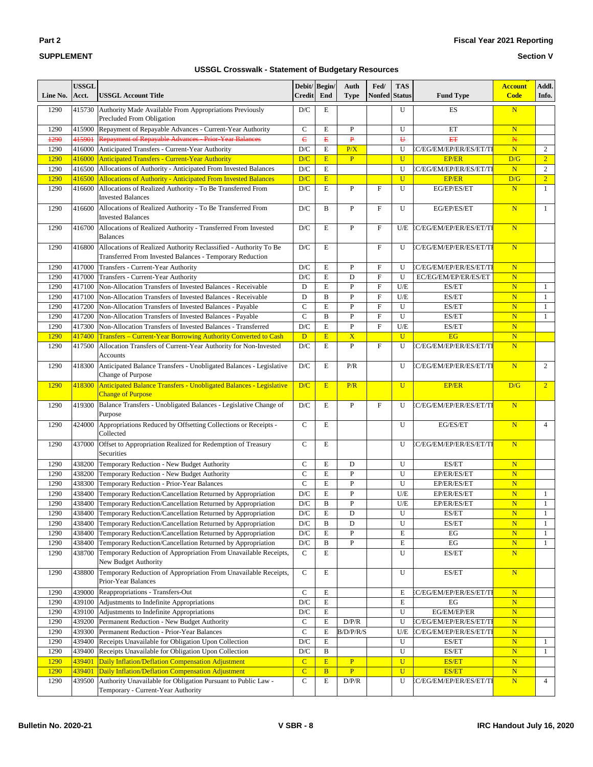# USSGL Crosswalk - Statement of Budgetary Resources

| Line No. | USSGL Acct. | USSGL Account Title | Debit/ Credit | Begin/ End | Auth Type | Fed/ Nonfed | TAS Status | Fund Type | Account Code | Addl. Info. |
|---|---|---|---|---|---|---|---|---|---|---|
| 1290 | 415730 | Authority Made Available From Appropriations Previously Precluded From Obligation | D/C | E | | | U | ES | N | |
| 1290 | 415900 | Repayment of Repayable Advances - Current-Year Authority | C | E | P | | U | ET | N | |
| ~~1290~~ | ~~415901~~ | ~~Repayment of Repayable Advances - Prior-Year Balances~~ | ~~C~~ | ~~E~~ | ~~P~~ | | ~~U~~ | ~~ET~~ | ~~N~~ | |
| 1290 | 416000 | Anticipated Transfers - Current-Year Authority | D/C | E | P/X | | U | EC/EG/EM/EP/ER/ES/ET/TI | N | 2 |
| 1290 | 416000 | Anticipated Transfers - Current-Year Authority | D/C | E | P | | U | EP/ER | D/G | 2 |
| 1290 | 416500 | Allocations of Authority - Anticipated From Invested Balances | D/C | E | | | U | EC/EG/EM/EP/ER/ES/ET/TI | N | 2 |
| 1290 | 416500 | Allocations of Authority - Anticipated From Invested Balances | D/C | E | | | U | EP/ER | D/G | 2 |
| 1290 | 416600 | Allocations of Realized Authority - To Be Transferred From Invested Balances | D/C | E | P | F | U | EG/EP/ES/ET | N | 1 |
| 1290 | 416600 | Allocations of Realized Authority - To Be Transferred From Invested Balances | D/C | B | P | F | U | EG/EP/ES/ET | N | 1 |
| 1290 | 416700 | Allocations of Realized Authority - Transferred From Invested Balances | D/C | E | P | F | U/E | EC/EG/EM/EP/ER/ES/ET/TI | N | |
| 1290 | 416800 | Allocations of Realized Authority Reclassified - Authority To Be Transferred From Invested Balances - Temporary Reduction | D/C | E | | F | U | EC/EG/EM/EP/ER/ES/ET/TI | N | |
| 1290 | 417000 | Transfers - Current-Year Authority | D/C | E | P | F | U | EC/EG/EM/EP/ER/ES/ET/TI | N | |
| 1290 | 417000 | Transfers - Current-Year Authority | D/C | E | D | F | U | EC/EG/EM/EP/ER/ES/ET | N | |
| 1290 | 417100 | Non-Allocation Transfers of Invested Balances - Receivable | D | E | P | F | U/E | ES/ET | N | 1 |
| 1290 | 417100 | Non-Allocation Transfers of Invested Balances - Receivable | D | B | P | F | U/E | ES/ET | N | 1 |
| 1290 | 417200 | Non-Allocation Transfers of Invested Balances - Payable | C | E | P | F | U | ES/ET | N | 1 |
| 1290 | 417200 | Non-Allocation Transfers of Invested Balances - Payable | C | B | P | F | U | ES/ET | N | 1 |
| 1290 | 417300 | Non-Allocation Transfers of Invested Balances - Transferred | D/C | E | P | F | U/E | ES/ET | N | |
| 1290 | 417400 | Transfers – Current-Year Borrowing Authority Converted to Cash | D | E | X | | U | EG | N | |
| 1290 | 417500 | Allocation Transfers of Current-Year Authority for Non-Invested Accounts | D/C | E | P | F | U | EC/EG/EM/EP/ER/ES/ET/TI | N | |
| 1290 | 418300 | Anticipated Balance Transfers - Unobligated Balances - Legislative Change of Purpose | D/C | E | P/R | | U | EC/EG/EM/EP/ER/ES/ET/TI | N | 2 |
| 1290 | 418300 | Anticipated Balance Transfers - Unobligated Balances - Legislative Change of Purpose | D/C | E | P/R | | U | EP/ER | D/G | 2 |
| 1290 | 419300 | Balance Transfers - Unobligated Balances - Legislative Change of Purpose | D/C | E | P | F | U | EC/EG/EM/EP/ER/ES/ET/TI | N | |
| 1290 | 424000 | Appropriations Reduced by Offsetting Collections or Receipts - Collected | C | E | | | U | EG/ES/ET | N | 4 |
| 1290 | 437000 | Offset to Appropriation Realized for Redemption of Treasury Securities | C | E | | | U | EC/EG/EM/EP/ER/ES/ET/TI | N | |
| 1290 | 438200 | Temporary Reduction - New Budget Authority | C | E | D | | U | ES/ET | N | |
| 1290 | 438200 | Temporary Reduction - New Budget Authority | C | E | P | | U | EP/ER/ES/ET | N | |
| 1290 | 438300 | Temporary Reduction - Prior-Year Balances | C | E | P | | U | EP/ER/ES/ET | N | |
| 1290 | 438400 | Temporary Reduction/Cancellation Returned by Appropriation | D/C | E | P | | U/E | EP/ER/ES/ET | N | 1 |
| 1290 | 438400 | Temporary Reduction/Cancellation Returned by Appropriation | D/C | B | P | | U/E | EP/ER/ES/ET | N | 1 |
| 1290 | 438400 | Temporary Reduction/Cancellation Returned by Appropriation | D/C | E | D | | U | ES/ET | N | 1 |
| 1290 | 438400 | Temporary Reduction/Cancellation Returned by Appropriation | D/C | B | D | | U | ES/ET | N | 1 |
| 1290 | 438400 | Temporary Reduction/Cancellation Returned by Appropriation | D/C | E | P | | E | EG | N | 1 |
| 1290 | 438400 | Temporary Reduction/Cancellation Returned by Appropriation | D/C | B | P | | E | EG | N | 1 |
| 1290 | 438700 | Temporary Reduction of Appropriation From Unavailable Receipts, New Budget Authority | C | E | | | U | ES/ET | N | |
| 1290 | 438800 | Temporary Reduction of Appropriation From Unavailable Receipts, Prior-Year Balances | C | E | | | U | ES/ET | N | |
| 1290 | 439000 | Reappropriations - Transfers-Out | C | E | | | E | EC/EG/EM/EP/ER/ES/ET/TI | N | |
| 1290 | 439100 | Adjustments to Indefinite Appropriations | D/C | E | | | E | EG | N | |
| 1290 | 439100 | Adjustments to Indefinite Appropriations | D/C | E | | | U | EG/EM/EP/ER | N | |
| 1290 | 439200 | Permanent Reduction - New Budget Authority | C | E | D/P/R | | U | EC/EG/EM/EP/ER/ES/ET/TI | N | |
| 1290 | 439300 | Permanent Reduction - Prior-Year Balances | C | E | B/D/P/R/S | | U/E | EC/EG/EM/EP/ER/ES/ET/TI | N | |
| 1290 | 439400 | Receipts Unavailable for Obligation Upon Collection | D/C | E | | | U | ES/ET | N | 1 |
| 1290 | 439400 | Receipts Unavailable for Obligation Upon Collection | D/C | B | | | U | ES/ET | N | 1 |
| 1290 | 439401 | Daily Inflation/Deflation Compensation Adjustment | C | E | P | | U | ES/ET | N | |
| 1290 | 439401 | Daily Inflation/Deflation Compensation Adjustment | C | B | P | | U | ES/ET | N | |
| 1290 | 439500 | Authority Unavailable for Obligation Pursuant to Public Law - Temporary - Current-Year Authority | C | E | D/P/R | | U | EC/EG/EM/EP/ER/ES/ET/TI | N | 4 |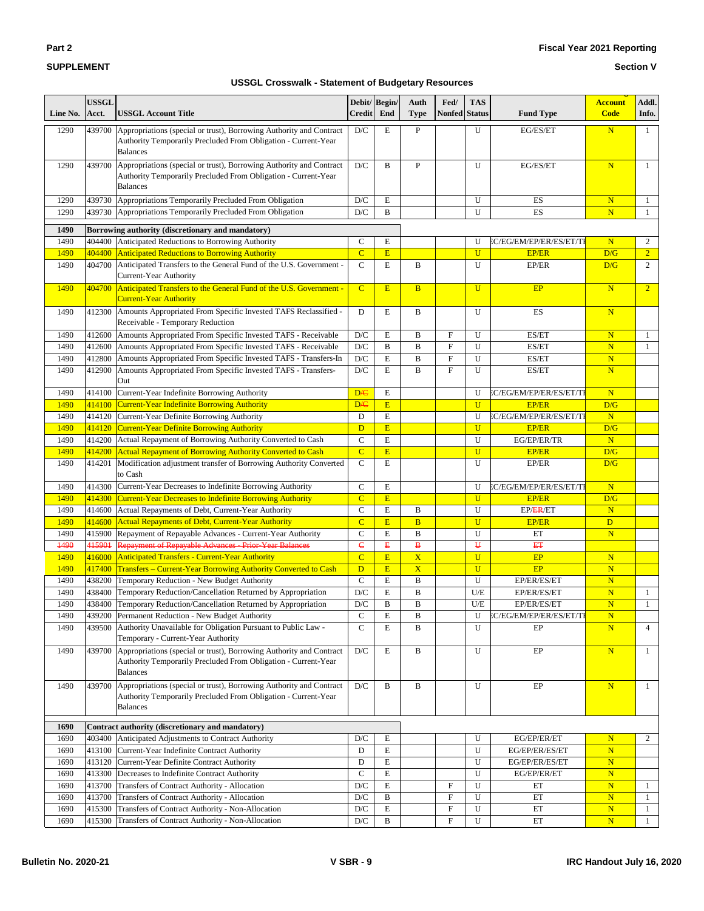Part 2

SUPPLEMENT

Fiscal Year 2021 Reporting

Section V

## USSGL Crosswalk - Statement of Budgetary Resources

| Line No. | USSGL Acct. | USSGL Account Title | Debit/ Credit | Begin/ End | Auth Type | Fed/ Nonfed | TAS Status | Fund Type | Account Code | Addl. Info. |
|---|---|---|---|---|---|---|---|---|---|---|
| 1290 | 439700 | Appropriations (special or trust), Borrowing Authority and Contract Authority Temporarily Precluded From Obligation - Current-Year Balances | D/C | E | P | | U | EG/ES/ET | N | 1 |
| 1290 | 439700 | Appropriations (special or trust), Borrowing Authority and Contract Authority Temporarily Precluded From Obligation - Current-Year Balances | D/C | B | P | | U | EG/ES/ET | N | 1 |
| 1290 | 439730 | Appropriations Temporarily Precluded From Obligation | D/C | E | | | U | ES | N | 1 |
| 1290 | 439730 | Appropriations Temporarily Precluded From Obligation | D/C | B | | | U | ES | N | 1 |
| **1490** | **Borrowing authority (discretionary and mandatory)** | | | | | | | | | |
| 1490 | 404400 | Anticipated Reductions to Borrowing Authority | C | E | | | U | EC/EG/EM/EP/ER/ES/ET/TR | N | 2 |
| 1490 | 404400 | Anticipated Reductions to Borrowing Authority | C | E | | | U | EP/ER | D/G | 2 |
| 1490 | 404700 | Anticipated Transfers to the General Fund of the U.S. Government - Current-Year Authority | C | E | B | | U | EP/ER | D/G | 2 |
| 1490 | 404700 | Anticipated Transfers to the General Fund of the U.S. Government - Current-Year Authority | C | E | B | | U | EP | N | 2 |
| 1490 | 412300 | Amounts Appropriated From Specific Invested TAFS Reclassified - Receivable - Temporary Reduction | D | E | B | | U | ES | N | |
| 1490 | 412600 | Amounts Appropriated From Specific Invested TAFS - Receivable | D/C | E | B | F | U | ES/ET | N | 1 |
| 1490 | 412600 | Amounts Appropriated From Specific Invested TAFS - Receivable | D/C | B | B | F | U | ES/ET | N | 1 |
| 1490 | 412800 | Amounts Appropriated From Specific Invested TAFS - Transfers-In | D/C | E | B | F | U | ES/ET | N | |
| 1490 | 412900 | Amounts Appropriated From Specific Invested TAFS - Transfers-Out | D/C | E | B | F | U | ES/ET | N | |
| 1490 | 414100 | Current-Year Indefinite Borrowing Authority | D/~~C~~ | E | | | U | EC/EG/EM/EP/ER/ES/ET/TR | N | |
| 1490 | 414100 | Current-Year Indefinite Borrowing Authority | D/~~C~~ | E | | | U | EP/ER | D/G | |
| 1490 | 414120 | Current-Year Definite Borrowing Authority | D | E | | | U | EC/EG/EM/EP/ER/ES/ET/TR | N | |
| 1490 | 414120 | Current-Year Definite Borrowing Authority | D | E | | | U | EP/ER | D/G | |
| 1490 | 414200 | Actual Repayment of Borrowing Authority Converted to Cash | C | E | | | U | EG/EP/ER/TR | N | |
| 1490 | 414200 | Actual Repayment of Borrowing Authority Converted to Cash | C | E | | | U | EP/ER | D/G | |
| 1490 | 414201 | Modification adjustment transfer of Borrowing Authority Converted to Cash | C | E | | | U | EP/ER | D/G | |
| 1490 | 414300 | Current-Year Decreases to Indefinite Borrowing Authority | C | E | | | U | EC/EG/EM/EP/ER/ES/ET/TR | N | |
| 1490 | 414300 | Current-Year Decreases to Indefinite Borrowing Authority | C | E | | | U | EP/ER | D/G | |
| 1490 | 414600 | Actual Repayments of Debt, Current-Year Authority | C | E | B | | U | EP/~~ER~~/ET | N | |
| 1490 | 414600 | Actual Repayments of Debt, Current-Year Authority | C | E | B | | U | EP/ER | D | |
| 1490 | 415900 | Repayment of Repayable Advances - Current-Year Authority | C | E | B | | U | ET | N | |
| ~~1490~~ | ~~415901~~ | ~~Repayment of Repayable Advances - Prior-Year Balances~~ | ~~C~~ | ~~E~~ | ~~B~~ | | ~~U~~ | ~~ET~~ | | |
| 1490 | 416000 | Anticipated Transfers - Current-Year Authority | C | E | X | | U | EP | N | |
| 1490 | 417400 | Transfers – Current-Year Borrowing Authority Converted to Cash | D | E | X | | U | EP | N | |
| 1490 | 438200 | Temporary Reduction - New Budget Authority | C | E | B | | U | EP/ER/ES/ET | N | |
| 1490 | 438400 | Temporary Reduction/Cancellation Returned by Appropriation | D/C | E | B | | U/E | EP/ER/ES/ET | N | 1 |
| 1490 | 438400 | Temporary Reduction/Cancellation Returned by Appropriation | D/C | B | B | | U/E | EP/ER/ES/ET | N | 1 |
| 1490 | 439200 | Permanent Reduction - New Budget Authority | C | E | B | | U | EC/EG/EM/EP/ER/ES/ET/TR | N | |
| 1490 | 439500 | Authority Unavailable for Obligation Pursuant to Public Law - Temporary - Current-Year Authority | C | E | B | | U | EP | N | 4 |
| 1490 | 439700 | Appropriations (special or trust), Borrowing Authority and Contract Authority Temporarily Precluded From Obligation - Current-Year Balances | D/C | E | B | | U | EP | N | 1 |
| 1490 | 439700 | Appropriations (special or trust), Borrowing Authority and Contract Authority Temporarily Precluded From Obligation - Current-Year Balances | D/C | B | B | | U | EP | N | 1 |
| **1690** | **Contract authority (discretionary and mandatory)** | | | | | | | | | |
| 1690 | 403400 | Anticipated Adjustments to Contract Authority | D/C | E | | | U | EG/EP/ER/ET | N | 2 |
| 1690 | 413100 | Current-Year Indefinite Contract Authority | D | E | | | U | EG/EP/ER/ES/ET | N | |
| 1690 | 413120 | Current-Year Definite Contract Authority | D | E | | | U | EG/EP/ER/ES/ET | N | |
| 1690 | 413300 | Decreases to Indefinite Contract Authority | C | E | | | U | EG/EP/ER/ET | N | |
| 1690 | 413700 | Transfers of Contract Authority - Allocation | D/C | E | | F | U | ET | N | 1 |
| 1690 | 413700 | Transfers of Contract Authority - Allocation | D/C | B | | F | U | ET | N | 1 |
| 1690 | 415300 | Transfers of Contract Authority - Non-Allocation | D/C | E | | F | U | ET | N | 1 |
| 1690 | 415300 | Transfers of Contract Authority - Non-Allocation | D/C | B | | F | U | ET | N | 1 |

Bulletin No. 2020-21

IRC Handout July 16, 2020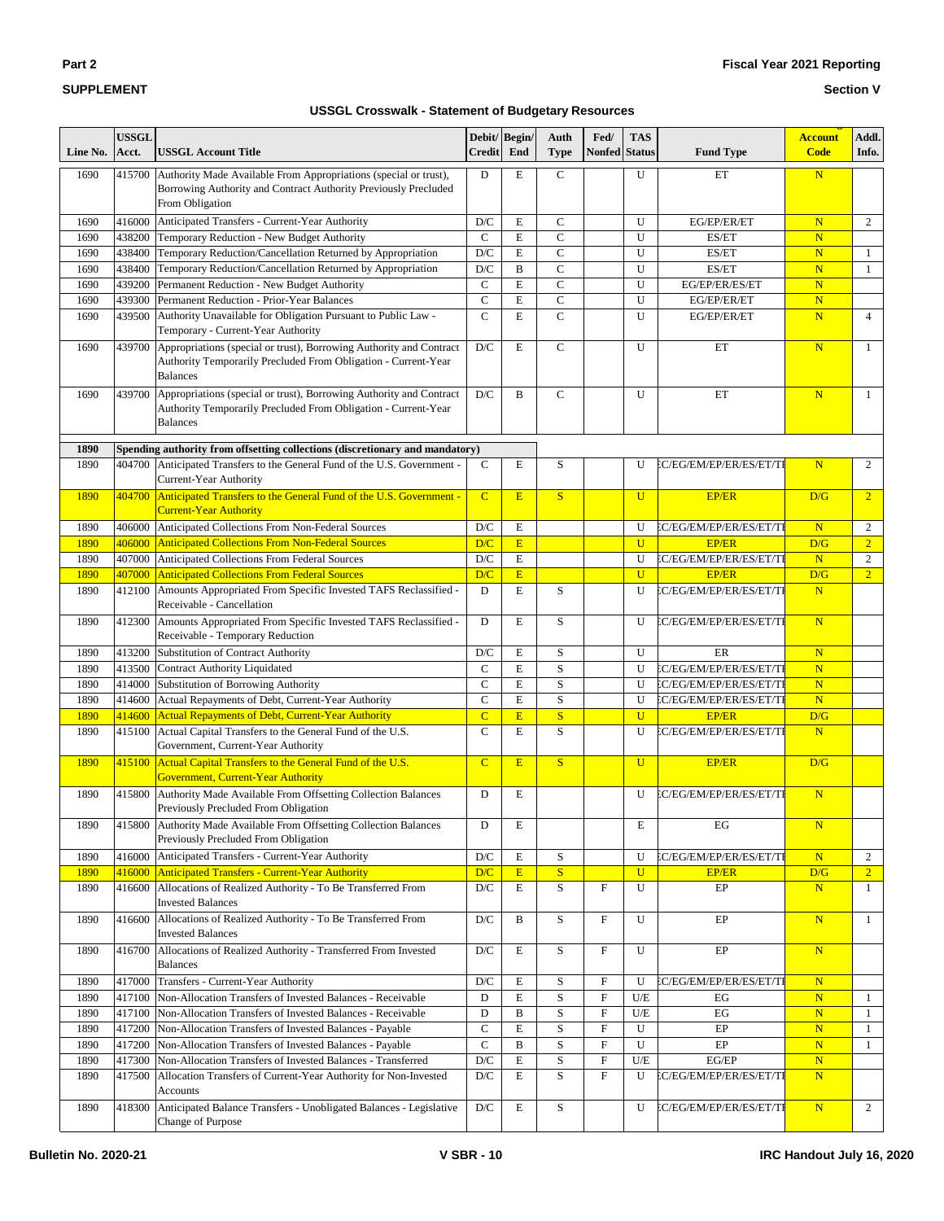Part 2

SUPPLEMENT

Fiscal Year 2021 Reporting

Section V

## USSGL Crosswalk - Statement of Budgetary Resources

| Line No. | USSGL Acct. | USSGL Account Title | Debit/ Credit | Begin/ End | Auth Type | Fed/ Nonfed | TAS Status | Fund Type | Account Code | Addl. Info. |
|---|---|---|---|---|---|---|---|---|---|---|
| 1690 | 415700 | Authority Made Available From Appropriations (special or trust), Borrowing Authority and Contract Authority Previously Precluded From Obligation | D | E | C | | U | ET | N | |
| 1690 | 416000 | Anticipated Transfers - Current-Year Authority | D/C | E | C | | U | EG/EP/ER/ET | N | 2 |
| 1690 | 438200 | Temporary Reduction - New Budget Authority | C | E | C | | U | ES/ET | N | |
| 1690 | 438400 | Temporary Reduction/Cancellation Returned by Appropriation | D/C | E | C | | U | ES/ET | N | 1 |
| 1690 | 438400 | Temporary Reduction/Cancellation Returned by Appropriation | D/C | B | C | | U | ES/ET | N | 1 |
| 1690 | 439200 | Permanent Reduction - New Budget Authority | C | E | C | | U | EG/EP/ER/ES/ET | N | |
| 1690 | 439300 | Permanent Reduction - Prior-Year Balances | C | E | C | | U | EG/EP/ER/ET | N | |
| 1690 | 439500 | Authority Unavailable for Obligation Pursuant to Public Law - Temporary - Current-Year Authority | C | E | C | | U | EG/EP/ER/ET | N | 4 |
| 1690 | 439700 | Appropriations (special or trust), Borrowing Authority and Contract Authority Temporarily Precluded From Obligation - Current-Year Balances | D/C | E | C | | U | ET | N | 1 |
| 1690 | 439700 | Appropriations (special or trust), Borrowing Authority and Contract Authority Temporarily Precluded From Obligation - Current-Year Balances | D/C | B | C | | U | ET | N | 1 |
| **1890** | **Spending authority from offsetting collections (discretionary and mandatory)** | | | | | | | | | |
| 1890 | 404700 | Anticipated Transfers to the General Fund of the U.S. Government - Current-Year Authority | C | E | S | | U | EC/EG/EM/EP/ER/ES/ET/TE | N | 2 |
| 1890 | 404700 | Anticipated Transfers to the General Fund of the U.S. Government - Current-Year Authority | C | E | S | | U | EP/ER | D/G | 2 |
| 1890 | 406000 | Anticipated Collections From Non-Federal Sources | D/C | E | | | U | EC/EG/EM/EP/ER/ES/ET/TE | N | 2 |
| 1890 | 406000 | Anticipated Collections From Non-Federal Sources | D/C | E | | | U | EP/ER | D/G | 2 |
| 1890 | 407000 | Anticipated Collections From Federal Sources | D/C | E | | | U | EC/EG/EM/EP/ER/ES/ET/TE | N | 2 |
| 1890 | 407000 | Anticipated Collections From Federal Sources | D/C | E | | | U | EP/ER | D/G | 2 |
| 1890 | 412100 | Amounts Appropriated From Specific Invested TAFS Reclassified - Receivable - Cancellation | D | E | S | | U | EC/EG/EM/EP/ER/ES/ET/TE | N | |
| 1890 | 412300 | Amounts Appropriated From Specific Invested TAFS Reclassified - Receivable - Temporary Reduction | D | E | S | | U | EC/EG/EM/EP/ER/ES/ET/TE | N | |
| 1890 | 413200 | Substitution of Contract Authority | D/C | E | S | | U | ER | N | |
| 1890 | 413500 | Contract Authority Liquidated | C | E | S | | U | EC/EG/EM/EP/ER/ES/ET/TE | N | |
| 1890 | 414000 | Substitution of Borrowing Authority | C | E | S | | U | EC/EG/EM/EP/ER/ES/ET/TE | N | |
| 1890 | 414600 | Actual Repayments of Debt, Current-Year Authority | C | E | S | | U | EC/EG/EM/EP/ER/ES/ET/TE | N | |
| 1890 | 414600 | Actual Repayments of Debt, Current-Year Authority | C | E | S | | U | EP/ER | D/G | |
| 1890 | 415100 | Actual Capital Transfers to the General Fund of the U.S. Government, Current-Year Authority | C | E | S | | U | EC/EG/EM/EP/ER/ES/ET/TE | N | |
| 1890 | 415100 | Actual Capital Transfers to the General Fund of the U.S. Government, Current-Year Authority | C | E | S | | U | EP/ER | D/G | |
| 1890 | 415800 | Authority Made Available From Offsetting Collection Balances Previously Precluded From Obligation | D | E | | | U | EC/EG/EM/EP/ER/ES/ET/TE | N | |
| 1890 | 415800 | Authority Made Available From Offsetting Collection Balances Previously Precluded From Obligation | D | E | | | E | EG | N | |
| 1890 | 416000 | Anticipated Transfers - Current-Year Authority | D/C | E | S | | U | EC/EG/EM/EP/ER/ES/ET/TE | N | 2 |
| 1890 | 416000 | Anticipated Transfers - Current-Year Authority | D/C | E | S | | U | EP/ER | D/G | 2 |
| 1890 | 416600 | Allocations of Realized Authority - To Be Transferred From Invested Balances | D/C | E | S | F | U | EP | N | 1 |
| 1890 | 416600 | Allocations of Realized Authority - To Be Transferred From Invested Balances | D/C | B | S | F | U | EP | N | 1 |
| 1890 | 416700 | Allocations of Realized Authority - Transferred From Invested Balances | D/C | E | S | F | U | EP | N | |
| 1890 | 417000 | Transfers - Current-Year Authority | D/C | E | S | F | U | EC/EG/EM/EP/ER/ES/ET/TE | N | |
| 1890 | 417100 | Non-Allocation Transfers of Invested Balances - Receivable | D | E | S | F | U/E | EG | N | 1 |
| 1890 | 417100 | Non-Allocation Transfers of Invested Balances - Receivable | D | B | S | F | U/E | EG | N | 1 |
| 1890 | 417200 | Non-Allocation Transfers of Invested Balances - Payable | C | E | S | F | U | EP | N | 1 |
| 1890 | 417200 | Non-Allocation Transfers of Invested Balances - Payable | C | B | S | F | U | EP | N | 1 |
| 1890 | 417300 | Non-Allocation Transfers of Invested Balances - Transferred | D/C | E | S | F | U/E | EG/EP | N | |
| 1890 | 417500 | Allocation Transfers of Current-Year Authority for Non-Invested Accounts | D/C | E | S | F | U | EC/EG/EM/EP/ER/ES/ET/TE | N | |
| 1890 | 418300 | Anticipated Balance Transfers - Unobligated Balances - Legislative Change of Purpose | D/C | E | S | | U | EC/EG/EM/EP/ER/ES/ET/TE | N | 2 |

Bulletin No. 2020-21 | V SBR - 10 | IRC Handout July 16, 2020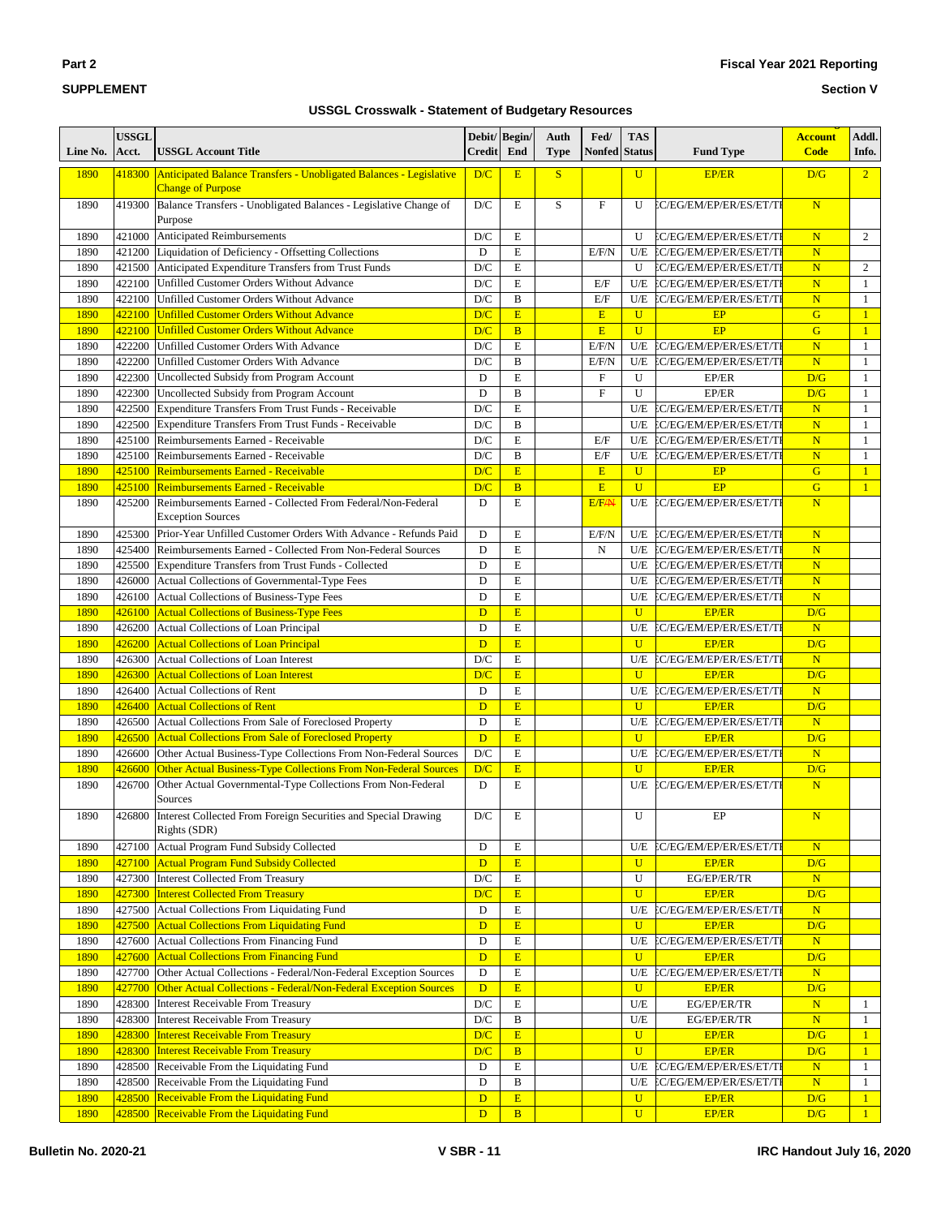**Part 2**

**SUPPLEMENT**

**Fiscal Year 2021 Reporting**

**Section V**

**USSGL Crosswalk - Statement of Budgetary Resources**

| Line No. | USSGL Acct. | USSGL Account Title | Debit/ Credit | Begin/ End | Auth Type | Fed/ Nonfed | TAS Status | Fund Type | Account Code | Addl. Info. |
|---|---|---|---|---|---|---|---|---|---|---|
| 1890 | 418300 | Anticipated Balance Transfers - Unobligated Balances - Legislative Change of Purpose | D/C | E | S | | U | EP/ER | D/G | 2 |
| 1890 | 419300 | Balance Transfers - Unobligated Balances - Legislative Change of Purpose | D/C | E | S | F | U | EC/EG/EM/EP/ER/ES/ET/TR | N | |
| 1890 | 421000 | Anticipated Reimbursements | D/C | E | | | U | EC/EG/EM/EP/ER/ES/ET/TR | N | 2 |
| 1890 | 421200 | Liquidation of Deficiency - Offsetting Collections | D | E | | E/F/N | U/E | EC/EG/EM/EP/ER/ES/ET/TR | N | |
| 1890 | 421500 | Anticipated Expenditure Transfers from Trust Funds | D/C | E | | | U | EC/EG/EM/EP/ER/ES/ET/TR | N | 2 |
| 1890 | 422100 | Unfilled Customer Orders Without Advance | D/C | E | | E/F | U/E | EC/EG/EM/EP/ER/ES/ET/TR | N | 1 |
| 1890 | 422100 | Unfilled Customer Orders Without Advance | D/C | B | | E/F | U/E | EC/EG/EM/EP/ER/ES/ET/TR | N | 1 |
| 1890 | 422100 | Unfilled Customer Orders Without Advance | D/C | E | | E | U | EP | G | 1 |
| 1890 | 422100 | Unfilled Customer Orders Without Advance | D/C | B | | E | U | EP | G | 1 |
| 1890 | 422200 | Unfilled Customer Orders With Advance | D/C | E | | E/F/N | U/E | EC/EG/EM/EP/ER/ES/ET/TR | N | 1 |
| 1890 | 422200 | Unfilled Customer Orders With Advance | D/C | B | | E/F/N | U/E | EC/EG/EM/EP/ER/ES/ET/TR | N | 1 |
| 1890 | 422300 | Uncollected Subsidy from Program Account | D | E | | F | U | EP/ER | D/G | 1 |
| 1890 | 422300 | Uncollected Subsidy from Program Account | D | B | | F | U | EP/ER | D/G | 1 |
| 1890 | 422500 | Expenditure Transfers From Trust Funds - Receivable | D/C | E | | | U/E | EC/EG/EM/EP/ER/ES/ET/TR | N | 1 |
| 1890 | 422500 | Expenditure Transfers From Trust Funds - Receivable | D/C | B | | | U/E | EC/EG/EM/EP/ER/ES/ET/TR | N | 1 |
| 1890 | 425100 | Reimbursements Earned - Receivable | D/C | E | | E/F | U/E | EC/EG/EM/EP/ER/ES/ET/TR | N | 1 |
| 1890 | 425100 | Reimbursements Earned - Receivable | D/C | B | | E/F | U/E | EC/EG/EM/EP/ER/ES/ET/TR | N | 1 |
| 1890 | 425100 | Reimbursements Earned - Receivable | D/C | E | | E | U | EP | G | 1 |
| 1890 | 425100 | Reimbursements Earned - Receivable | D/C | B | | E | U | EP | G | 1 |
| 1890 | 425200 | Reimbursements Earned - Collected From Federal/Non-Federal Exception Sources | D | E | | E/F/~~N~~ | U/E | EC/EG/EM/EP/ER/ES/ET/TR | N | |
| 1890 | 425300 | Prior-Year Unfilled Customer Orders With Advance - Refunds Paid | D | E | | E/F/N | U/E | EC/EG/EM/EP/ER/ES/ET/TR | N | |
| 1890 | 425400 | Reimbursements Earned - Collected From Non-Federal Sources | D | E | | N | U/E | EC/EG/EM/EP/ER/ES/ET/TR | N | |
| 1890 | 425500 | Expenditure Transfers From Trust Funds - Collected | D | E | | | U/E | EC/EG/EM/EP/ER/ES/ET/TR | N | |
| 1890 | 426000 | Actual Collections of Governmental-Type Fees | D | E | | | U/E | EC/EG/EM/EP/ER/ES/ET/TR | N | |
| 1890 | 426100 | Actual Collections of Business-Type Fees | D | E | | | U/E | EC/EG/EM/EP/ER/ES/ET/TR | N | |
| 1890 | 426100 | Actual Collections of Business-Type Fees | D | E | | | U | EP/ER | D/G | |
| 1890 | 426200 | Actual Collections of Loan Principal | D | E | | | U/E | EC/EG/EM/EP/ER/ES/ET/TR | N | |
| 1890 | 426200 | Actual Collections of Loan Principal | D | E | | | U | EP/ER | D/G | |
| 1890 | 426300 | Actual Collections of Loan Interest | D/C | E | | | U/E | EC/EG/EM/EP/ER/ES/ET/TR | N | |
| 1890 | 426300 | Actual Collections of Loan Interest | D/C | E | | | U | EP/ER | D/G | |
| 1890 | 426400 | Actual Collections of Rent | D | E | | | U/E | EC/EG/EM/EP/ER/ES/ET/TR | N | |
| 1890 | 426400 | Actual Collections of Rent | D | E | | | U | EP/ER | D/G | |
| 1890 | 426500 | Actual Collections From Sale of Foreclosed Property | D | E | | | U/E | EC/EG/EM/EP/ER/ES/ET/TR | N | |
| 1890 | 426500 | Actual Collections From Sale of Foreclosed Property | D | E | | | U | EP/ER | D/G | |
| 1890 | 426600 | Other Actual Business-Type Collections From Non-Federal Sources | D/C | E | | | U/E | EC/EG/EM/EP/ER/ES/ET/TR | N | |
| 1890 | 426600 | Other Actual Business-Type Collections From Non-Federal Sources | D/C | E | | | U | EP/ER | D/G | |
| 1890 | 426700 | Other Actual Governmental-Type Collections From Non-Federal Sources | D | E | | | U/E | EC/EG/EM/EP/ER/ES/ET/TR | N | |
| 1890 | 426800 | Interest Collected From Foreign Securities and Special Drawing Rights (SDR) | D/C | E | | | U | EP | N | |
| 1890 | 427100 | Actual Program Fund Subsidy Collected | D | E | | | U/E | EC/EG/EM/EP/ER/ES/ET/TR | N | |
| 1890 | 427100 | Actual Program Fund Subsidy Collected | D | E | | | U | EP/ER | D/G | |
| 1890 | 427300 | Interest Collected From Treasury | D/C | E | | | U | EG/EP/ER/TR | N | |
| 1890 | 427300 | Interest Collected From Treasury | D/C | E | | | U | EP/ER | D/G | |
| 1890 | 427500 | Actual Collections From Liquidating Fund | D | E | | | U/E | EC/EG/EM/EP/ER/ES/ET/TR | N | |
| 1890 | 427500 | Actual Collections From Liquidating Fund | D | E | | | U | EP/ER | D/G | |
| 1890 | 427600 | Actual Collections From Financing Fund | D | E | | | U/E | EC/EG/EM/EP/ER/ES/ET/TR | N | |
| 1890 | 427600 | Actual Collections From Financing Fund | D | E | | | U | EP/ER | D/G | |
| 1890 | 427700 | Other Actual Collections - Federal/Non-Federal Exception Sources | D | E | | | U/E | EC/EG/EM/EP/ER/ES/ET/TR | N | |
| 1890 | 427700 | Other Actual Collections - Federal/Non-Federal Exception Sources | D | E | | | U | EP/ER | D/G | |
| 1890 | 428300 | Interest Receivable From Treasury | D/C | E | | | U/E | EG/EP/ER/TR | N | 1 |
| 1890 | 428300 | Interest Receivable From Treasury | D/C | B | | | U/E | EG/EP/ER/TR | N | 1 |
| 1890 | 428300 | Interest Receivable From Treasury | D/C | E | | | U | EP/ER | D/G | 1 |
| 1890 | 428300 | Interest Receivable From Treasury | D/C | B | | | U | EP/ER | D/G | 1 |
| 1890 | 428500 | Receivable From the Liquidating Fund | D | E | | | U/E | EC/EG/EM/EP/ER/ES/ET/TR | N | 1 |
| 1890 | 428500 | Receivable From the Liquidating Fund | D | B | | | U/E | EC/EG/EM/EP/ER/ES/ET/TR | N | 1 |
| 1890 | 428500 | Receivable From the Liquidating Fund | D | E | | | U | EP/ER | D/G | 1 |
| 1890 | 428500 | Receivable From the Liquidating Fund | D | B | | | U | EP/ER | D/G | 1 |

Bulletin No. 2020-21 — V SBR - 11 — IRC Handout July 16, 2020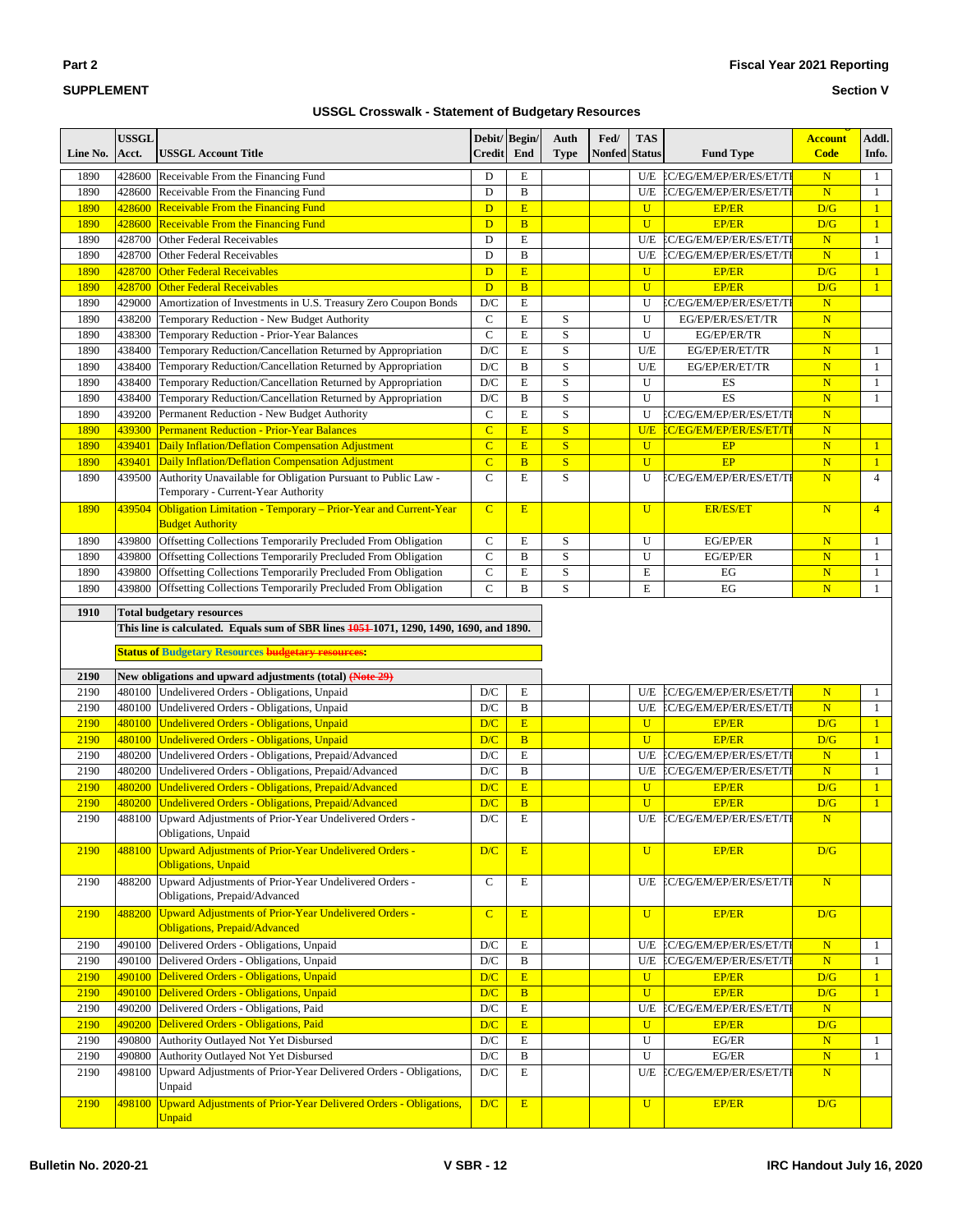**Part 2**

**SUPPLEMENT**

**Fiscal Year 2021 Reporting**

**Section V**

**USSGL Crosswalk - Statement of Budgetary Resources**

| Line No. | USSGL Acct. | USSGL Account Title | Debit/ Credit | Begin/ End | Auth Type | Fed/ Nonfed | TAS Status | Fund Type | Account Code | Addl. Info. |
|---|---|---|---|---|---|---|---|---|---|---|
| 1890 | 428600 | Receivable From the Financing Fund | D | E | | | U/E | C/EG/EM/EP/ER/ES/ET/TI | N | 1 |
| 1890 | 428600 | Receivable From the Financing Fund | D | B | | | U/E | C/EG/EM/EP/ER/ES/ET/TI | N | 1 |
| 1890 | 428600 | Receivable From the Financing Fund | D | E | | | U | EP/ER | D/G | 1 |
| 1890 | 428600 | Receivable From the Financing Fund | D | B | | | U | EP/ER | D/G | 1 |
| 1890 | 428700 | Other Federal Receivables | D | E | | | U/E | C/EG/EM/EP/ER/ES/ET/TI | N | 1 |
| 1890 | 428700 | Other Federal Receivables | D | B | | | U/E | C/EG/EM/EP/ER/ES/ET/TI | N | 1 |
| 1890 | 428700 | Other Federal Receivables | D | E | | | U | EP/ER | D/G | 1 |
| 1890 | 428700 | Other Federal Receivables | D | B | | | U | EP/ER | D/G | 1 |
| 1890 | 429000 | Amortization of Investments in U.S. Treasury Zero Coupon Bonds | D/C | E | | | U | C/EG/EM/EP/ER/ES/ET/TI | N | |
| 1890 | 438200 | Temporary Reduction - New Budget Authority | C | E | S | | U | EG/EP/ER/ES/ET/TR | N | |
| 1890 | 438300 | Temporary Reduction - Prior-Year Balances | C | E | S | | U | EG/EP/ER/TR | N | |
| 1890 | 438400 | Temporary Reduction/Cancellation Returned by Appropriation | D/C | E | S | | U/E | EG/EP/ER/ET/TR | N | 1 |
| 1890 | 438400 | Temporary Reduction/Cancellation Returned by Appropriation | D/C | B | S | | U/E | EG/EP/ER/ET/TR | N | 1 |
| 1890 | 438400 | Temporary Reduction/Cancellation Returned by Appropriation | D/C | E | S | | U | ES | N | 1 |
| 1890 | 438400 | Temporary Reduction/Cancellation Returned by Appropriation | D/C | B | S | | U | ES | N | 1 |
| 1890 | 439200 | Permanent Reduction - New Budget Authority | C | E | S | | U | C/EG/EM/EP/ER/ES/ET/TI | N | |
| 1890 | 439300 | Permanent Reduction - Prior-Year Balances | C | E | S | | U/E | C/EG/EM/EP/ER/ES/ET/TI | N | |
| 1890 | 439401 | Daily Inflation/Deflation Compensation Adjustment | C | E | S | | U | EP | N | 1 |
| 1890 | 439401 | Daily Inflation/Deflation Compensation Adjustment | C | B | S | | U | EP | N | 1 |
| 1890 | 439500 | Authority Unavailable for Obligation Pursuant to Public Law - Temporary - Current-Year Authority | C | E | S | | U | C/EG/EM/EP/ER/ES/ET/TI | N | 4 |
| 1890 | 439504 | Obligation Limitation - Temporary – Prior-Year and Current-Year Budget Authority | C | E | | | U | ER/ES/ET | N | 4 |
| 1890 | 439800 | Offsetting Collections Temporarily Precluded From Obligation | C | E | S | | U | EG/EP/ER | N | 1 |
| 1890 | 439800 | Offsetting Collections Temporarily Precluded From Obligation | C | B | S | | U | EG/EP/ER | N | 1 |
| 1890 | 439800 | Offsetting Collections Temporarily Precluded From Obligation | C | E | S | | E | EG | N | 1 |
| 1890 | 439800 | Offsetting Collections Temporarily Precluded From Obligation | C | B | S | | E | EG | N | 1 |
| **1910** | | **Total budgetary resources** | | | | | | | | |
| | | **This line is calculated. Equals sum of SBR lines ~~1051~~ 1071, 1290, 1490, 1690, and 1890.** | | | | | | | | |
| | | **Status of Budgetary Resources ~~budgetary resources~~:** | | | | | | | | |
| **2190** | | **New obligations and upward adjustments (total) ~~(Note 29)~~** | | | | | | | | |
| 2190 | 480100 | Undelivered Orders - Obligations, Unpaid | D/C | E | | | U/E | C/EG/EM/EP/ER/ES/ET/TI | N | 1 |
| 2190 | 480100 | Undelivered Orders - Obligations, Unpaid | D/C | B | | | U/E | C/EG/EM/EP/ER/ES/ET/TI | N | 1 |
| 2190 | 480100 | Undelivered Orders - Obligations, Unpaid | D/C | E | | | U | EP/ER | D/G | 1 |
| 2190 | 480100 | Undelivered Orders - Obligations, Unpaid | D/C | B | | | U | EP/ER | D/G | 1 |
| 2190 | 480200 | Undelivered Orders - Obligations, Prepaid/Advanced | D/C | E | | | U/E | C/EG/EM/EP/ER/ES/ET/TI | N | 1 |
| 2190 | 480200 | Undelivered Orders - Obligations, Prepaid/Advanced | D/C | B | | | U/E | C/EG/EM/EP/ER/ES/ET/TI | N | 1 |
| 2190 | 480200 | Undelivered Orders - Obligations, Prepaid/Advanced | D/C | E | | | U | EP/ER | D/G | 1 |
| 2190 | 480200 | Undelivered Orders - Obligations, Prepaid/Advanced | D/C | B | | | U | EP/ER | D/G | 1 |
| 2190 | 488100 | Upward Adjustments of Prior-Year Undelivered Orders - Obligations, Unpaid | D/C | E | | | U/E | C/EG/EM/EP/ER/ES/ET/TI | N | |
| 2190 | 488100 | Upward Adjustments of Prior-Year Undelivered Orders - Obligations, Unpaid | D/C | E | | | U | EP/ER | D/G | |
| 2190 | 488200 | Upward Adjustments of Prior-Year Undelivered Orders - Obligations, Prepaid/Advanced | C | E | | | U/E | C/EG/EM/EP/ER/ES/ET/TI | N | |
| 2190 | 488200 | Upward Adjustments of Prior-Year Undelivered Orders - Obligations, Prepaid/Advanced | C | E | | | U | EP/ER | D/G | |
| 2190 | 490100 | Delivered Orders - Obligations, Unpaid | D/C | E | | | U/E | C/EG/EM/EP/ER/ES/ET/TI | N | 1 |
| 2190 | 490100 | Delivered Orders - Obligations, Unpaid | D/C | B | | | U/E | C/EG/EM/EP/ER/ES/ET/TI | N | 1 |
| 2190 | 490100 | Delivered Orders - Obligations, Unpaid | D/C | E | | | U | EP/ER | D/G | 1 |
| 2190 | 490100 | Delivered Orders - Obligations, Unpaid | D/C | B | | | U | EP/ER | D/G | 1 |
| 2190 | 490200 | Delivered Orders - Obligations, Paid | D/C | E | | | U/E | C/EG/EM/EP/ER/ES/ET/TI | N | |
| 2190 | 490200 | Delivered Orders - Obligations, Paid | D/C | E | | | U | EP/ER | D/G | |
| 2190 | 490800 | Authority Outlayed Not Yet Disbursed | D/C | E | | | U | EG/ER | N | 1 |
| 2190 | 490800 | Authority Outlayed Not Yet Disbursed | D/C | B | | | U | EG/ER | N | 1 |
| 2190 | 498100 | Upward Adjustments of Prior-Year Delivered Orders - Obligations, Unpaid | D/C | E | | | U/E | C/EG/EM/EP/ER/ES/ET/TI | N | |
| 2190 | 498100 | Upward Adjustments of Prior-Year Delivered Orders - Obligations, Unpaid | D/C | E | | | U | EP/ER | D/G | |

**Bulletin No. 2020-21** V SBR - 12 **IRC Handout July 16, 2020**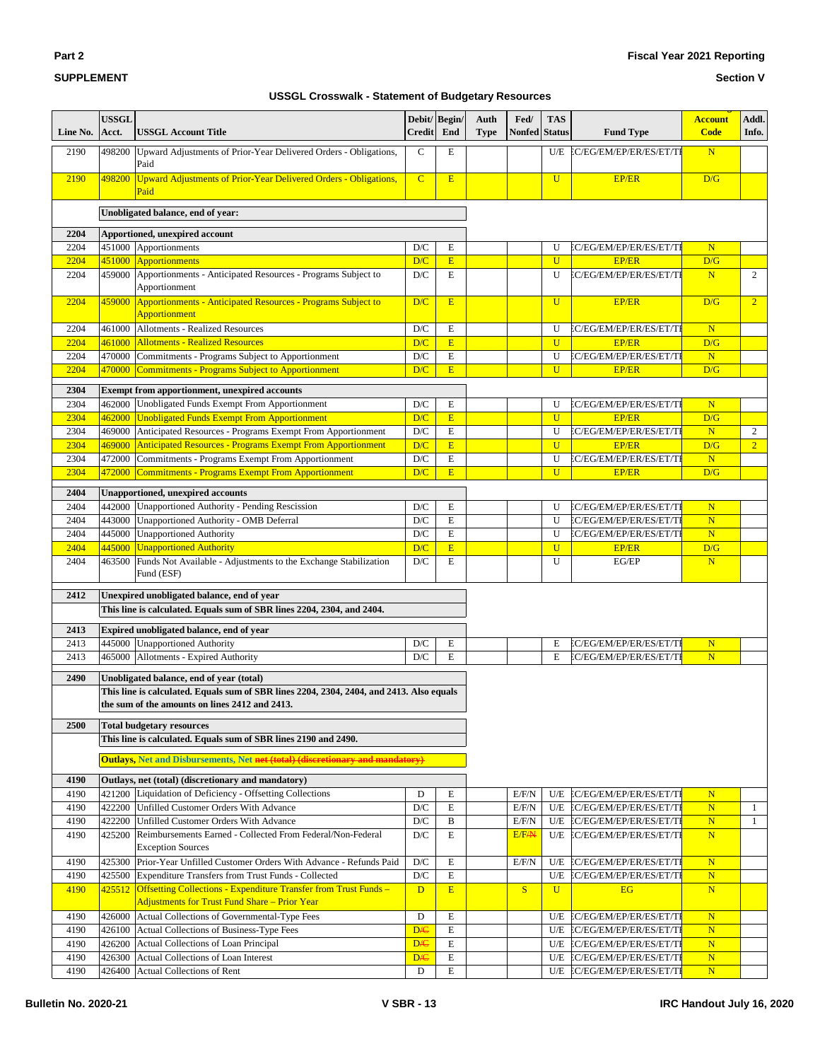## USSGL Crosswalk - Statement of Budgetary Resources

| Line No. | USSGL Acct. | USSGL Account Title | Debit/ Credit | Begin/ End | Auth Type | Fed/ Nonfed | TAS Status | Fund Type | Account Code | Addl. Info. |
|---|---|---|---|---|---|---|---|---|---|---|
| 2190 | 498200 | Upward Adjustments of Prior-Year Delivered Orders - Obligations, Paid | C | E | | | U/E | C/EG/EM/EP/ER/ES/ET/T | N | |
| 2190 | 498200 | Upward Adjustments of Prior-Year Delivered Orders - Obligations, Paid | C | E | | | U | EP/ER | D/G | |
| | | **Unobligated balance, end of year:** | | | | | | | | |
| **2204** | | **Apportioned, unexpired account** | | | | | | | | |
| 2204 | 451000 | Apportionments | D/C | E | | | U | C/EG/EM/EP/ER/ES/ET/T | N | |
| 2204 | 451000 | Apportionments | D/C | E | | | U | EP/ER | D/G | |
| 2204 | 459000 | Apportionments - Anticipated Resources - Programs Subject to Apportionment | D/C | E | | | U | C/EG/EM/EP/ER/ES/ET/T | N | 2 |
| 2204 | 459000 | Apportionments - Anticipated Resources - Programs Subject to Apportionment | D/C | E | | | U | EP/ER | D/G | 2 |
| 2204 | 461000 | Allotments - Realized Resources | D/C | E | | | U | C/EG/EM/EP/ER/ES/ET/T | N | |
| 2204 | 461000 | Allotments - Realized Resources | D/C | E | | | U | EP/ER | D/G | |
| 2204 | 470000 | Commitments - Programs Subject to Apportionment | D/C | E | | | U | C/EG/EM/EP/ER/ES/ET/T | N | |
| 2204 | 470000 | Commitments - Programs Subject to Apportionment | D/C | E | | | U | EP/ER | D/G | |
| **2304** | | **Exempt from apportionment, unexpired accounts** | | | | | | | | |
| 2304 | 462000 | Unobligated Funds Exempt From Apportionment | D/C | E | | | U | C/EG/EM/EP/ER/ES/ET/T | N | |
| 2304 | 462000 | Unobligated Funds Exempt From Apportionment | D/C | E | | | U | EP/ER | D/G | |
| 2304 | 469000 | Anticipated Resources - Programs Exempt From Apportionment | D/C | E | | | U | C/EG/EM/EP/ER/ES/ET/T | N | 2 |
| 2304 | 469000 | Anticipated Resources - Programs Exempt From Apportionment | D/C | E | | | U | EP/ER | D/G | 2 |
| 2304 | 472000 | Commitments - Programs Exempt From Apportionment | D/C | E | | | U | C/EG/EM/EP/ER/ES/ET/T | N | |
| 2304 | 472000 | Commitments - Programs Exempt From Apportionment | D/C | E | | | U | EP/ER | D/G | |
| **2404** | | **Unapportioned, unexpired accounts** | | | | | | | | |
| 2404 | 442000 | Unapportioned Authority - Pending Rescission | D/C | E | | | U | C/EG/EM/EP/ER/ES/ET/T | N | |
| 2404 | 443000 | Unapportioned Authority - OMB Deferral | D/C | E | | | U | C/EG/EM/EP/ER/ES/ET/T | N | |
| 2404 | 445000 | Unapportioned Authority | D/C | E | | | U | C/EG/EM/EP/ER/ES/ET/T | N | |
| 2404 | 445000 | Unapportioned Authority | D/C | E | | | U | EP/ER | D/G | |
| 2404 | 463500 | Funds Not Available - Adjustments to the Exchange Stabilization Fund (ESF) | D/C | E | | | U | EG/EP | N | |
| **2412** | | **Unexpired unobligated balance, end of year** | | | | | | | | |
| | | **This line is calculated. Equals sum of SBR lines 2204, 2304, and 2404.** | | | | | | | | |
| **2413** | | **Expired unobligated balance, end of year** | | | | | | | | |
| 2413 | 445000 | Unapportioned Authority | D/C | E | | | E | C/EG/EM/EP/ER/ES/ET/T | N | |
| 2413 | 465000 | Allotments - Expired Authority | D/C | E | | | E | C/EG/EM/EP/ER/ES/ET/T | N | |
| **2490** | | **Unobligated balance, end of year (total)** | | | | | | | | |
| | | **This line is calculated. Equals sum of SBR lines 2204, 2304, 2404, and 2413. Also equals the sum of the amounts on lines 2412 and 2413.** | | | | | | | | |
| **2500** | | **Total budgetary resources** | | | | | | | | |
| | | **This line is calculated. Equals sum of SBR lines 2190 and 2490.** | | | | | | | | |
| | | **Outlays, Net and Disbursements, Net ~~net (total) (discretionary and mandatory)~~** | | | | | | | | |
| **4190** | | **Outlays, net (total) (discretionary and mandatory)** | | | | | | | | |
| 4190 | 421200 | Liquidation of Deficiency - Offsetting Collections | D | E | | E/F/N | U/E | C/EG/EM/EP/ER/ES/ET/T | N | |
| 4190 | 422200 | Unfilled Customer Orders With Advance | D/C | E | | E/F/N | U/E | C/EG/EM/EP/ER/ES/ET/T | N | 1 |
| 4190 | 422200 | Unfilled Customer Orders With Advance | D/C | B | | E/F/N | U/E | C/EG/EM/EP/ER/ES/ET/T | N | 1 |
| 4190 | 425200 | Reimbursements Earned - Collected From Federal/Non-Federal Exception Sources | D/C | E | | E/F/~~N~~ | U/E | C/EG/EM/EP/ER/ES/ET/T | N | |
| 4190 | 425300 | Prior-Year Unfilled Customer Orders With Advance - Refunds Paid | D/C | E | | E/F/N | U/E | C/EG/EM/EP/ER/ES/ET/T | N | |
| 4190 | 425500 | Expenditure Transfers from Trust Funds - Collected | D/C | E | | | U/E | C/EG/EM/EP/ER/ES/ET/T | N | |
| 4190 | 425512 | Offsetting Collections - Expenditure Transfer from Trust Funds – Adjustments for Trust Fund Share – Prior Year | D | E | | S | U | EG | N | |
| 4190 | 426000 | Actual Collections of Governmental-Type Fees | D | E | | | U/E | C/EG/EM/EP/ER/ES/ET/T | N | |
| 4190 | 426100 | Actual Collections of Business-Type Fees | D/~~C~~ | E | | | U/E | C/EG/EM/EP/ER/ES/ET/T | N | |
| 4190 | 426200 | Actual Collections of Loan Principal | D/~~C~~ | E | | | U/E | C/EG/EM/EP/ER/ES/ET/T | N | |
| 4190 | 426300 | Actual Collections of Loan Interest | D/~~C~~ | E | | | U/E | C/EG/EM/EP/ER/ES/ET/T | N | |
| 4190 | 426400 | Actual Collections of Rent | D | E | | | U/E | C/EG/EM/EP/ER/ES/ET/T | N | |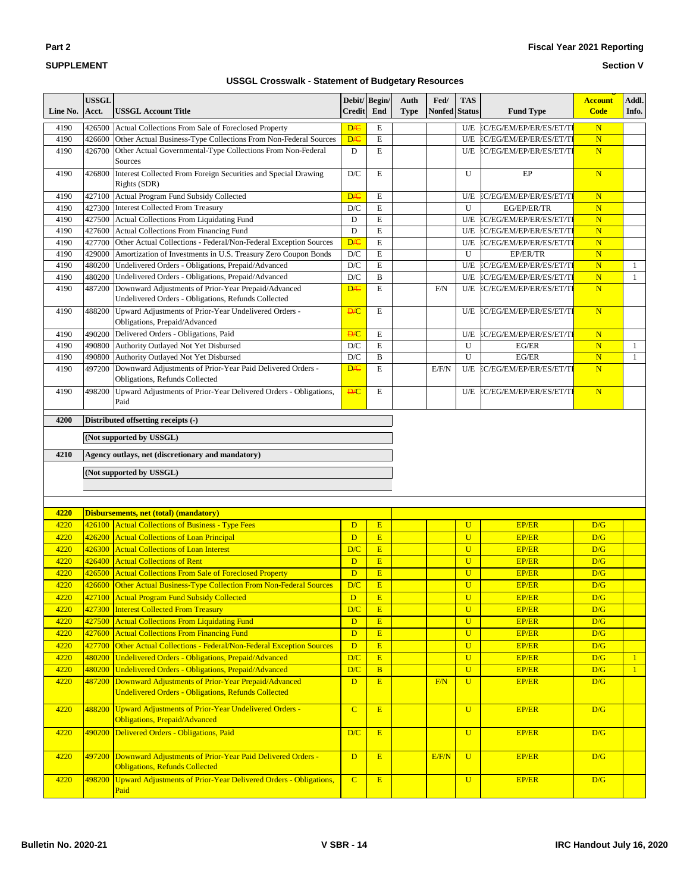## USSGL Crosswalk - Statement of Budgetary Resources

| Line No. | USSGL Acct. | USSGL Account Title | Debit/ Credit | Begin/ End | Auth Type | Fed/ Nonfed | TAS Status | Fund Type | Account Code | Addl. Info. |
|---|---|---|---|---|---|---|---|---|---|---|
| 4190 | 426500 | Actual Collections From Sale of Foreclosed Property | D/C | E | | | U/E | C/EG/EM/EP/ER/ES/ET/T | N | |
| 4190 | 426600 | Other Actual Business-Type Collections From Non-Federal Sources | D/C | E | | | U/E | C/EG/EM/EP/ER/ES/ET/T | N | |
| 4190 | 426700 | Other Actual Governmental-Type Collections From Non-Federal Sources | D | E | | | U/E | C/EG/EM/EP/ER/ES/ET/T | N | |
| 4190 | 426800 | Interest Collected From Foreign Securities and Special Drawing Rights (SDR) | D/C | E | | | U | EP | N | |
| 4190 | 427100 | Actual Program Fund Subsidy Collected | D/C | E | | | U/E | C/EG/EM/EP/ER/ES/ET/T | N | |
| 4190 | 427300 | Interest Collected From Treasury | D/C | E | | | U | EG/EP/ER/TR | N | |
| 4190 | 427500 | Actual Collections From Liquidating Fund | D | E | | | U/E | C/EG/EM/EP/ER/ES/ET/T | N | |
| 4190 | 427600 | Actual Collections From Financing Fund | D | E | | | U/E | C/EG/EM/EP/ER/ES/ET/T | N | |
| 4190 | 427700 | Other Actual Collections - Federal/Non-Federal Exception Sources | D/C | E | | | U/E | C/EG/EM/EP/ER/ES/ET/T | N | |
| 4190 | 429000 | Amortization of Investments in U.S. Treasury Zero Coupon Bonds | D/C | E | | | U | EP/ER/TR | N | |
| 4190 | 480200 | Undelivered Orders - Obligations, Prepaid/Advanced | D/C | E | | | U/E | C/EG/EM/EP/ER/ES/ET/T | N | 1 |
| 4190 | 480200 | Undelivered Orders - Obligations, Prepaid/Advanced | D/C | B | | | U/E | C/EG/EM/EP/ER/ES/ET/T | N | 1 |
| 4190 | 487200 | Downward Adjustments of Prior-Year Prepaid/Advanced Undelivered Orders - Obligations, Refunds Collected | D/C | E | | F/N | U/E | C/EG/EM/EP/ER/ES/ET/T | N | |
| 4190 | 488200 | Upward Adjustments of Prior-Year Undelivered Orders - Obligations, Prepaid/Advanced | D/C | E | | | U/E | C/EG/EM/EP/ER/ES/ET/T | N | |
| 4190 | 490200 | Delivered Orders - Obligations, Paid | D/C | E | | | U/E | C/EG/EM/EP/ER/ES/ET/T | N | |
| 4190 | 490800 | Authority Outlayed Not Yet Disbursed | D/C | E | | | U | EG/ER | N | 1 |
| 4190 | 490800 | Authority Outlayed Not Yet Disbursed | D/C | B | | | U | EG/ER | N | 1 |
| 4190 | 497200 | Downward Adjustments of Prior-Year Paid Delivered Orders - Obligations, Refunds Collected | D/C | E | | E/F/N | U/E | C/EG/EM/EP/ER/ES/ET/T | N | |
| 4190 | 498200 | Upward Adjustments of Prior-Year Delivered Orders - Obligations, Paid | D/C | E | | | U/E | C/EG/EM/EP/ER/ES/ET/T | N | |
| **4200** | | **Distributed offsetting receipts (-)** | | | | | | | | |
| | | **(Not supported by USSGL)** | | | | | | | | |
| **4210** | | **Agency outlays, net (discretionary and mandatory)** | | | | | | | | |
| | | **(Not supported by USSGL)** | | | | | | | | |
| **4220** | | **Disbursements, net (total) (mandatory)** | | | | | | | | |
| 4220 | 426100 | Actual Collections of Business - Type Fees | D | E | | | U | EP/ER | D/G | |
| 4220 | 426200 | Actual Collections of Loan Principal | D | E | | | U | EP/ER | D/G | |
| 4220 | 426300 | Actual Collections of Loan Interest | D/C | E | | | U | EP/ER | D/G | |
| 4220 | 426400 | Actual Collections of Rent | D | E | | | U | EP/ER | D/G | |
| 4220 | 426500 | Actual Collections From Sale of Foreclosed Property | D | E | | | U | EP/ER | D/G | |
| 4220 | 426600 | Other Actual Business-Type Collection From Non-Federal Sources | D/C | E | | | U | EP/ER | D/G | |
| 4220 | 427100 | Actual Program Fund Subsidy Collected | D | E | | | U | EP/ER | D/G | |
| 4220 | 427300 | Interest Collected From Treasury | D/C | E | | | U | EP/ER | D/G | |
| 4220 | 427500 | Actual Collections From Liquidating Fund | D | E | | | U | EP/ER | D/G | |
| 4220 | 427600 | Actual Collections From Financing Fund | D | E | | | U | EP/ER | D/G | |
| 4220 | 427700 | Other Actual Collections - Federal/Non-Federal Exception Sources | D | E | | | U | EP/ER | D/G | |
| 4220 | 480200 | Undelivered Orders - Obligations, Prepaid/Advanced | D/C | E | | | U | EP/ER | D/G | 1 |
| 4220 | 480200 | Undelivered Orders - Obligations, Prepaid/Advanced | D/C | B | | | U | EP/ER | D/G | 1 |
| 4220 | 487200 | Downward Adjustments of Prior-Year Prepaid/Advanced Undelivered Orders - Obligations, Refunds Collected | D | E | | F/N | U | EP/ER | D/G | |
| 4220 | 488200 | Upward Adjustments of Prior-Year Undelivered Orders - Obligations, Prepaid/Advanced | C | E | | | U | EP/ER | D/G | |
| 4220 | 490200 | Delivered Orders - Obligations, Paid | D/C | E | | | U | EP/ER | D/G | |
| 4220 | 497200 | Downward Adjustments of Prior-Year Paid Delivered Orders - Obligations, Refunds Collected | D | E | | E/F/N | U | EP/ER | D/G | |
| 4220 | 498200 | Upward Adjustments of Prior-Year Delivered Orders - Obligations, Paid | C | E | | | U | EP/ER | D/G | |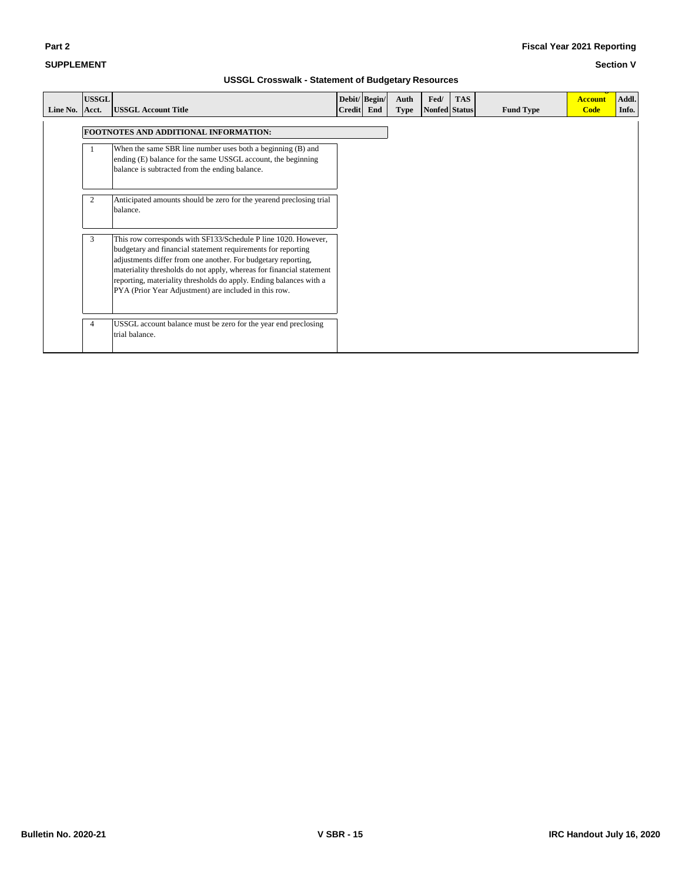## USSGL Crosswalk - Statement of Budgetary Resources

| Line No. | USSGL Acct. | USSGL Account Title | Debit/ Credit | Begin/ End | Auth Type | Fed/ Nonfed | TAS Status | Fund Type | Account Code | Addl. Info. |
|---|---|---|---|---|---|---|---|---|---|---|

**FOOTNOTES AND ADDITIONAL INFORMATION:**

| | |
|---|---|
| 1 | When the same SBR line number uses both a beginning (B) and ending (E) balance for the same USSGL account, the beginning balance is subtracted from the ending balance. |
| 2 | Anticipated amounts should be zero for the yearend preclosing trial balance. |
| 3 | This row corresponds with SF133/Schedule P line 1020. However, budgetary and financial statement requirements for reporting adjustments differ from one another. For budgetary reporting, materiality thresholds do not apply, whereas for financial statement reporting, materiality thresholds do apply. Ending balances with a PYA (Prior Year Adjustment) are included in this row. |
| 4 | USSGL account balance must be zero for the year end preclosing trial balance. |